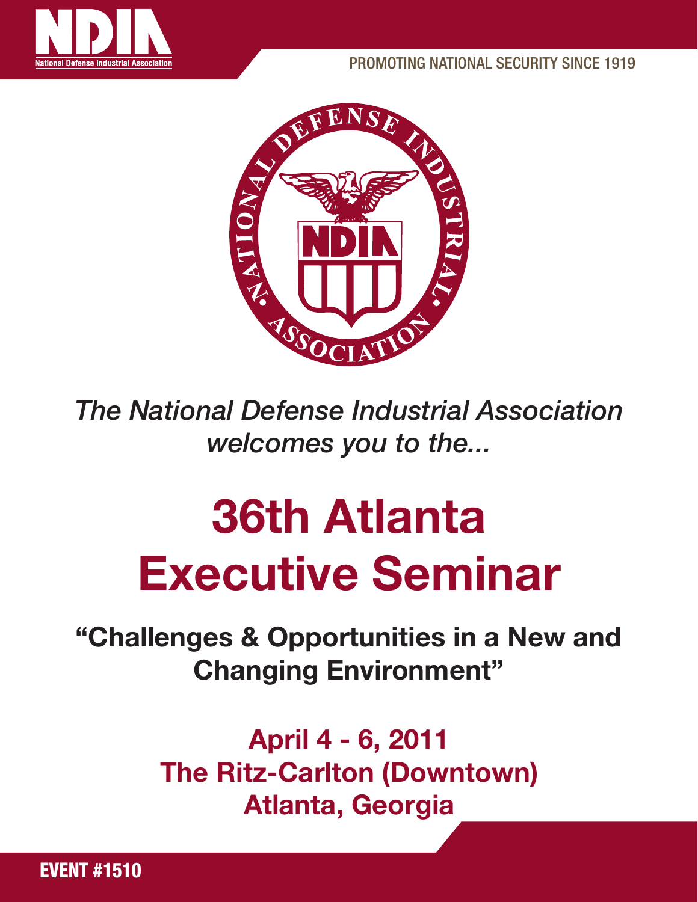PROMOTING NATIONAL SECURITY SINCE 1919

*The National Defense Industrial Association welcomes you to the...*

# 36th Atlanta Executive Seminar

## "Challenges & Opportunities in a New and Changing Environment"

**April 4 - 6, 2011**
**The Ritz-Carlton (Downtown)**
**Atlanta, Georgia**

**EVENT #1510**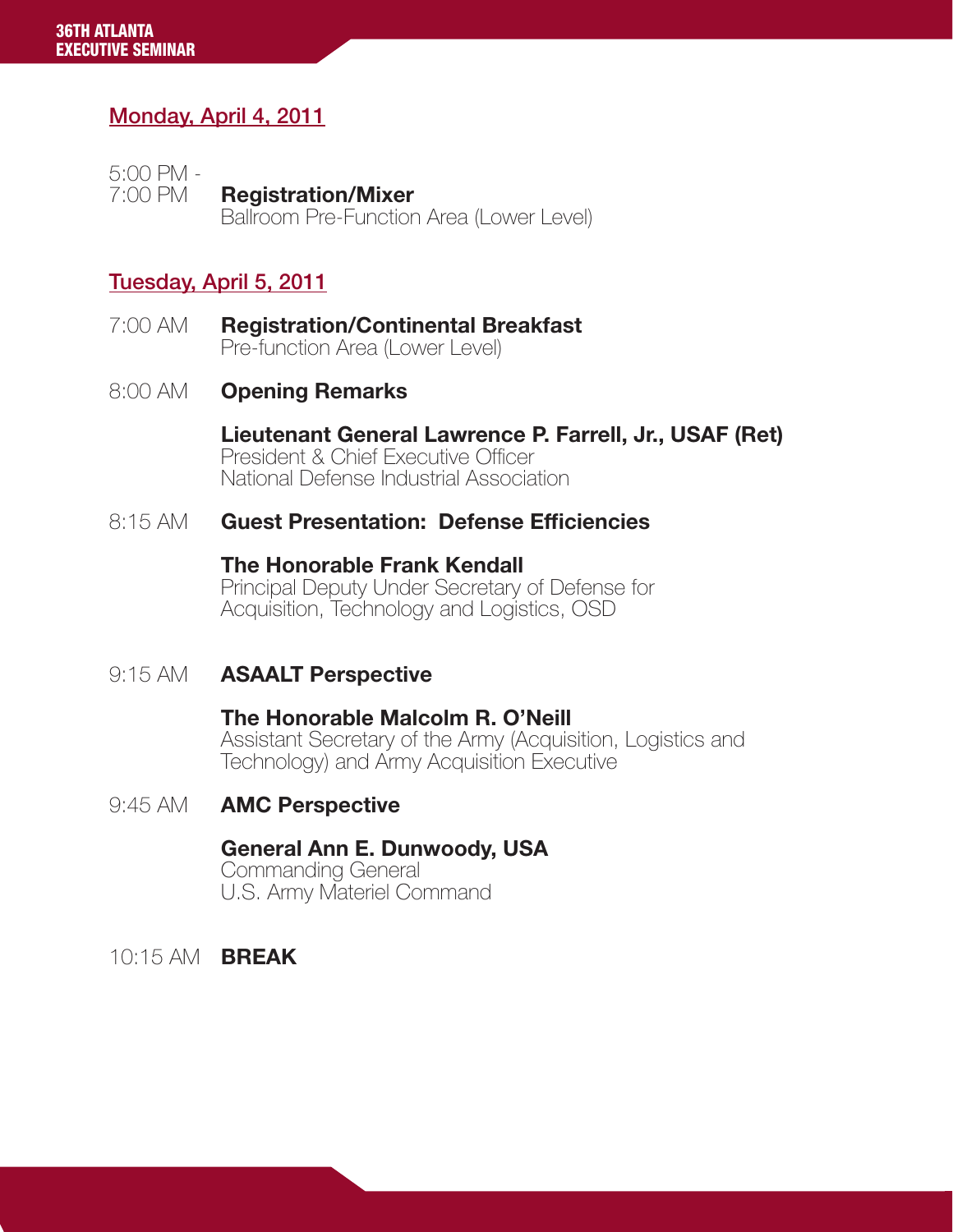## Monday, April 4, 2011

5:00 PM - 7:00 PM **Registration/Mixer**
Ballroom Pre-Function Area (Lower Level)

## Tuesday, April 5, 2011

7:00 AM **Registration/Continental Breakfast**
Pre-function Area (Lower Level)

8:00 AM **Opening Remarks**

**Lieutenant General Lawrence P. Farrell, Jr., USAF (Ret)**
President & Chief Executive Officer
National Defense Industrial Association

8:15 AM **Guest Presentation: Defense Efficiencies**

**The Honorable Frank Kendall**
Principal Deputy Under Secretary of Defense for Acquisition, Technology and Logistics, OSD

9:15 AM **ASAALT Perspective**

**The Honorable Malcolm R. O'Neill**
Assistant Secretary of the Army (Acquisition, Logistics and Technology) and Army Acquisition Executive

9:45 AM **AMC Perspective**

**General Ann E. Dunwoody, USA**
Commanding General
U.S. Army Materiel Command

10:15 AM **BREAK**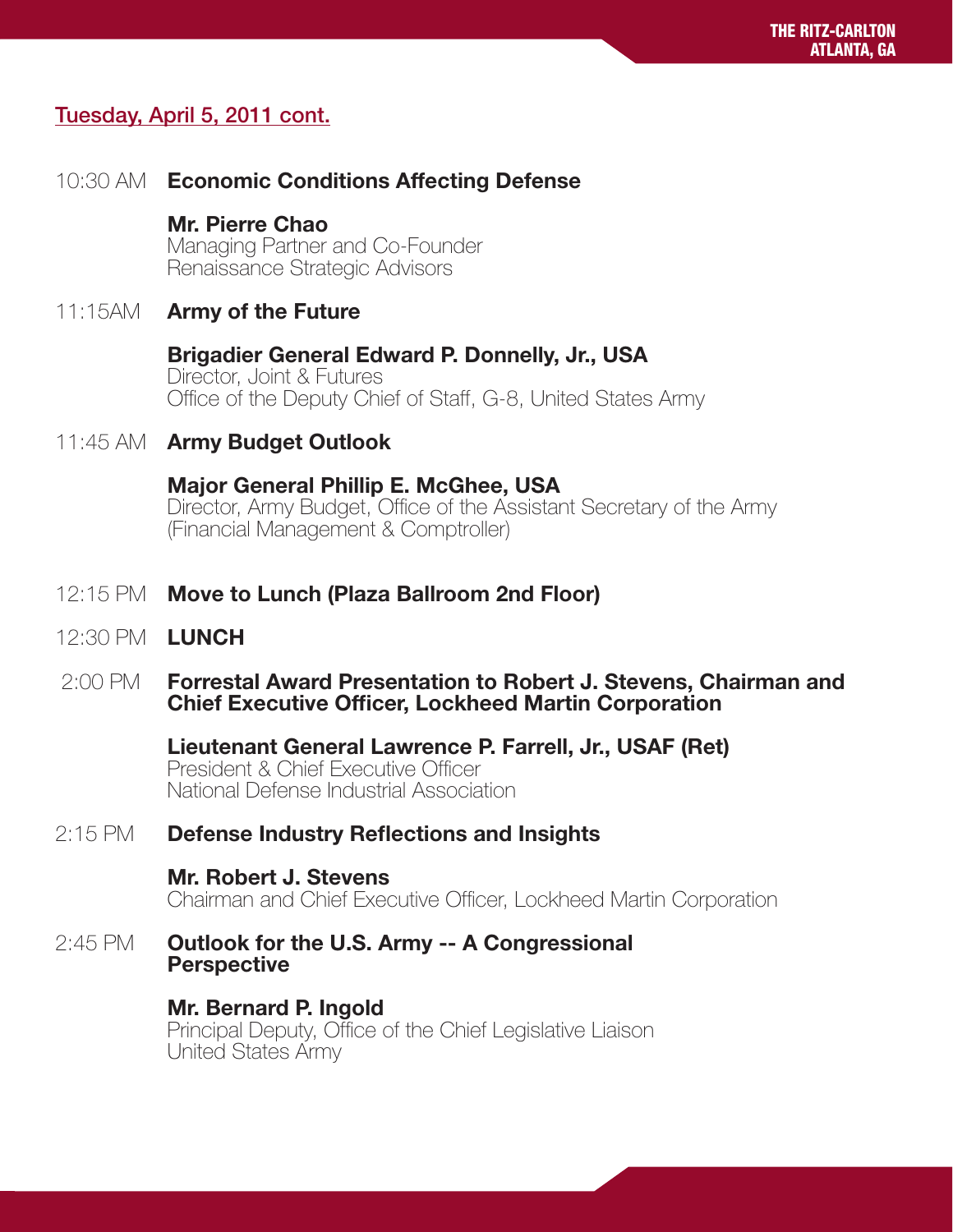## Tuesday, April 5, 2011 cont.

10:30 AM **Economic Conditions Affecting Defense**

**Mr. Pierre Chao**
Managing Partner and Co-Founder
Renaissance Strategic Advisors

11:15AM **Army of the Future**

**Brigadier General Edward P. Donnelly, Jr., USA**
Director, Joint & Futures
Office of the Deputy Chief of Staff, G-8, United States Army

11:45 AM **Army Budget Outlook**

**Major General Phillip E. McGhee, USA**
Director, Army Budget, Office of the Assistant Secretary of the Army
(Financial Management & Comptroller)

12:15 PM **Move to Lunch (Plaza Ballroom 2nd Floor)**

12:30 PM **LUNCH**

2:00 PM **Forrestal Award Presentation to Robert J. Stevens, Chairman and Chief Executive Officer, Lockheed Martin Corporation**

**Lieutenant General Lawrence P. Farrell, Jr., USAF (Ret)**
President & Chief Executive Officer
National Defense Industrial Association

2:15 PM **Defense Industry Reflections and Insights**

**Mr. Robert J. Stevens**
Chairman and Chief Executive Officer, Lockheed Martin Corporation

2:45 PM **Outlook for the U.S. Army -- A Congressional Perspective**

**Mr. Bernard P. Ingold**
Principal Deputy, Office of the Chief Legislative Liaison
United States Army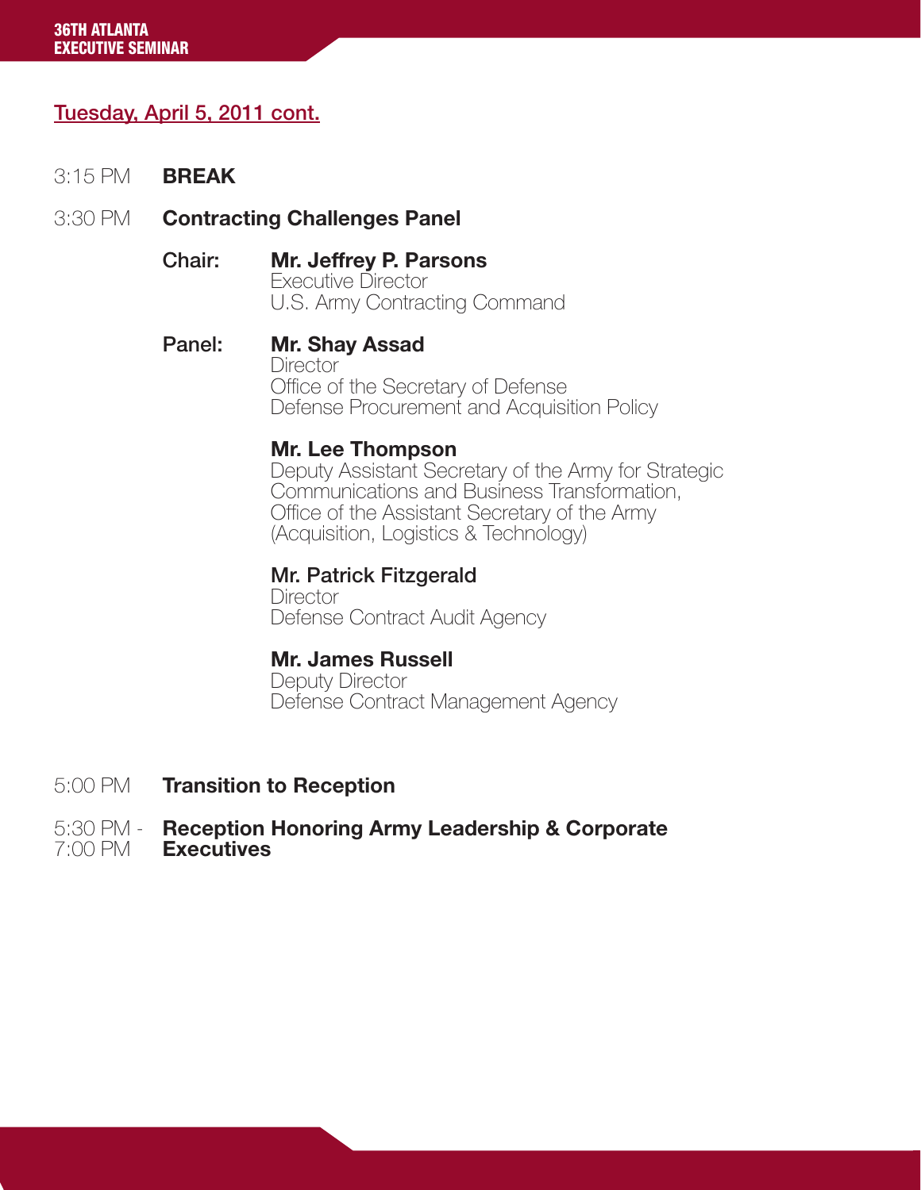## Tuesday, April 5, 2011 cont.

3:15 PM **BREAK**

3:30 PM **Contracting Challenges Panel**

**Chair:** **Mr. Jeffrey P. Parsons**
Executive Director
U.S. Army Contracting Command

**Panel:** **Mr. Shay Assad**
Director
Office of the Secretary of Defense
Defense Procurement and Acquisition Policy

**Mr. Lee Thompson**
Deputy Assistant Secretary of the Army for Strategic Communications and Business Transformation,
Office of the Assistant Secretary of the Army (Acquisition, Logistics & Technology)

**Mr. Patrick Fitzgerald**
Director
Defense Contract Audit Agency

**Mr. James Russell**
Deputy Director
Defense Contract Management Agency

5:00 PM **Transition to Reception**

5:30 PM - 7:00 PM **Reception Honoring Army Leadership & Corporate Executives**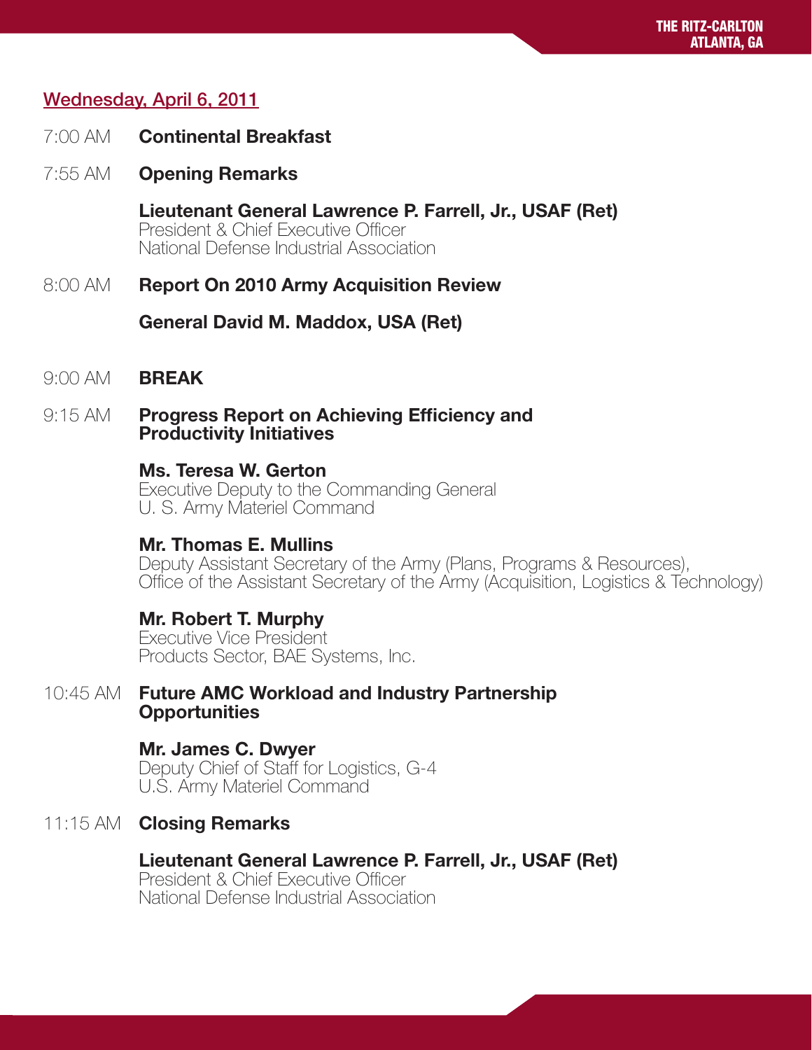## Wednesday, April 6, 2011

7:00 AM **Continental Breakfast**

7:55 AM **Opening Remarks**

**Lieutenant General Lawrence P. Farrell, Jr., USAF (Ret)**
President & Chief Executive Officer
National Defense Industrial Association

8:00 AM **Report On 2010 Army Acquisition Review**

**General David M. Maddox, USA (Ret)**

9:00 AM **BREAK**

9:15 AM **Progress Report on Achieving Efficiency and Productivity Initiatives**

**Ms. Teresa W. Gerton**
Executive Deputy to the Commanding General
U. S. Army Materiel Command

**Mr. Thomas E. Mullins**
Deputy Assistant Secretary of the Army (Plans, Programs & Resources),
Office of the Assistant Secretary of the Army (Acquisition, Logistics & Technology)

**Mr. Robert T. Murphy**
Executive Vice President
Products Sector, BAE Systems, Inc.

10:45 AM **Future AMC Workload and Industry Partnership Opportunities**

**Mr. James C. Dwyer**
Deputy Chief of Staff for Logistics, G-4
U.S. Army Materiel Command

11:15 AM **Closing Remarks**

**Lieutenant General Lawrence P. Farrell, Jr., USAF (Ret)**
President & Chief Executive Officer
National Defense Industrial Association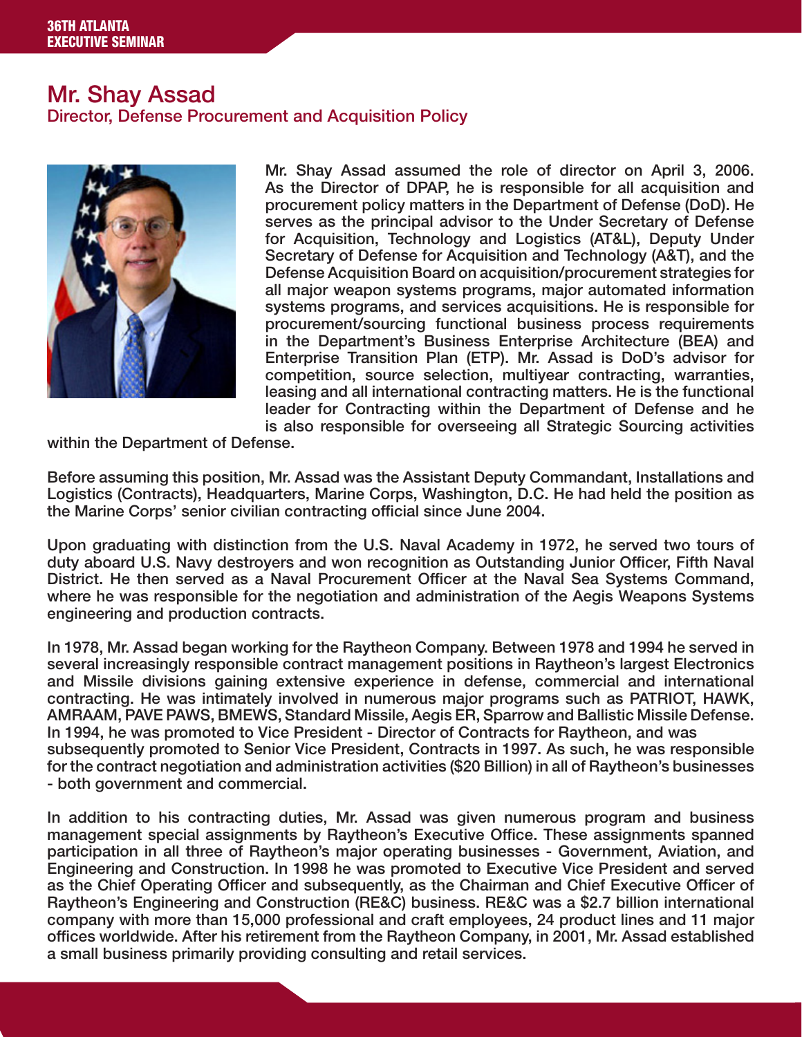# Mr. Shay Assad

## Director, Defense Procurement and Acquisition Policy

Mr. Shay Assad assumed the role of director on April 3, 2006. As the Director of DPAP, he is responsible for all acquisition and procurement policy matters in the Department of Defense (DoD). He serves as the principal advisor to the Under Secretary of Defense for Acquisition, Technology and Logistics (AT&L), Deputy Under Secretary of Defense for Acquisition and Technology (A&T), and the Defense Acquisition Board on acquisition/procurement strategies for all major weapon systems programs, major automated information systems programs, and services acquisitions. He is responsible for procurement/sourcing functional business process requirements in the Department's Business Enterprise Architecture (BEA) and Enterprise Transition Plan (ETP). Mr. Assad is DoD's advisor for competition, source selection, multiyear contracting, warranties, leasing and all international contracting matters. He is the functional leader for Contracting within the Department of Defense and he is also responsible for overseeing all Strategic Sourcing activities within the Department of Defense.

Before assuming this position, Mr. Assad was the Assistant Deputy Commandant, Installations and Logistics (Contracts), Headquarters, Marine Corps, Washington, D.C. He had held the position as the Marine Corps' senior civilian contracting official since June 2004.

Upon graduating with distinction from the U.S. Naval Academy in 1972, he served two tours of duty aboard U.S. Navy destroyers and won recognition as Outstanding Junior Officer, Fifth Naval District. He then served as a Naval Procurement Officer at the Naval Sea Systems Command, where he was responsible for the negotiation and administration of the Aegis Weapons Systems engineering and production contracts.

In 1978, Mr. Assad began working for the Raytheon Company. Between 1978 and 1994 he served in several increasingly responsible contract management positions in Raytheon's largest Electronics and Missile divisions gaining extensive experience in defense, commercial and international contracting. He was intimately involved in numerous major programs such as PATRIOT, HAWK, AMRAAM, PAVE PAWS, BMEWS, Standard Missile, Aegis ER, Sparrow and Ballistic Missile Defense. In 1994, he was promoted to Vice President - Director of Contracts for Raytheon, and was subsequently promoted to Senior Vice President, Contracts in 1997. As such, he was responsible for the contract negotiation and administration activities ($20 Billion) in all of Raytheon's businesses - both government and commercial.

In addition to his contracting duties, Mr. Assad was given numerous program and business management special assignments by Raytheon's Executive Office. These assignments spanned participation in all three of Raytheon's major operating businesses - Government, Aviation, and Engineering and Construction. In 1998 he was promoted to Executive Vice President and served as the Chief Operating Officer and subsequently, as the Chairman and Chief Executive Officer of Raytheon's Engineering and Construction (RE&C) business. RE&C was a $2.7 billion international company with more than 15,000 professional and craft employees, 24 product lines and 11 major offices worldwide. After his retirement from the Raytheon Company, in 2001, Mr. Assad established a small business primarily providing consulting and retail services.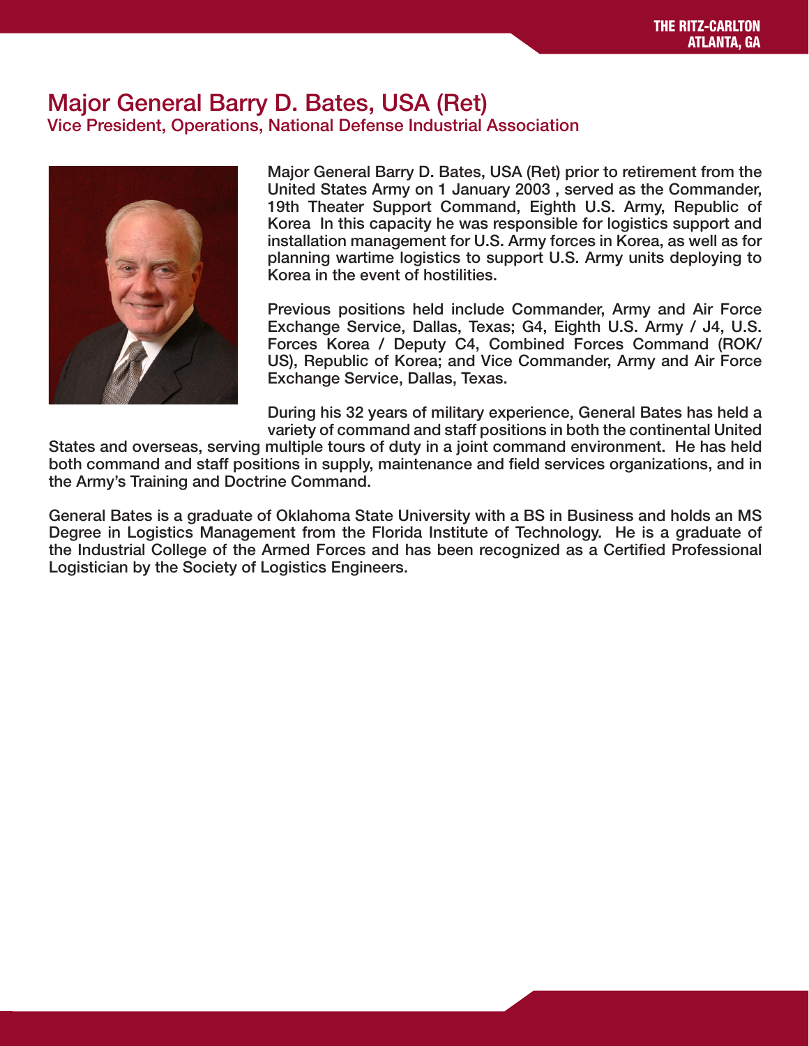# Major General Barry D. Bates, USA (Ret)

## Vice President, Operations, National Defense Industrial Association

Major General Barry D. Bates, USA (Ret) prior to retirement from the United States Army on 1 January 2003 , served as the Commander, 19th Theater Support Command, Eighth U.S. Army, Republic of Korea In this capacity he was responsible for logistics support and installation management for U.S. Army forces in Korea, as well as for planning wartime logistics to support U.S. Army units deploying to Korea in the event of hostilities.

Previous positions held include Commander, Army and Air Force Exchange Service, Dallas, Texas; G4, Eighth U.S. Army / J4, U.S. Forces Korea / Deputy C4, Combined Forces Command (ROK/US), Republic of Korea; and Vice Commander, Army and Air Force Exchange Service, Dallas, Texas.

During his 32 years of military experience, General Bates has held a variety of command and staff positions in both the continental United States and overseas, serving multiple tours of duty in a joint command environment. He has held both command and staff positions in supply, maintenance and field services organizations, and in the Army's Training and Doctrine Command.

General Bates is a graduate of Oklahoma State University with a BS in Business and holds an MS Degree in Logistics Management from the Florida Institute of Technology. He is a graduate of the Industrial College of the Armed Forces and has been recognized as a Certified Professional Logistician by the Society of Logistics Engineers.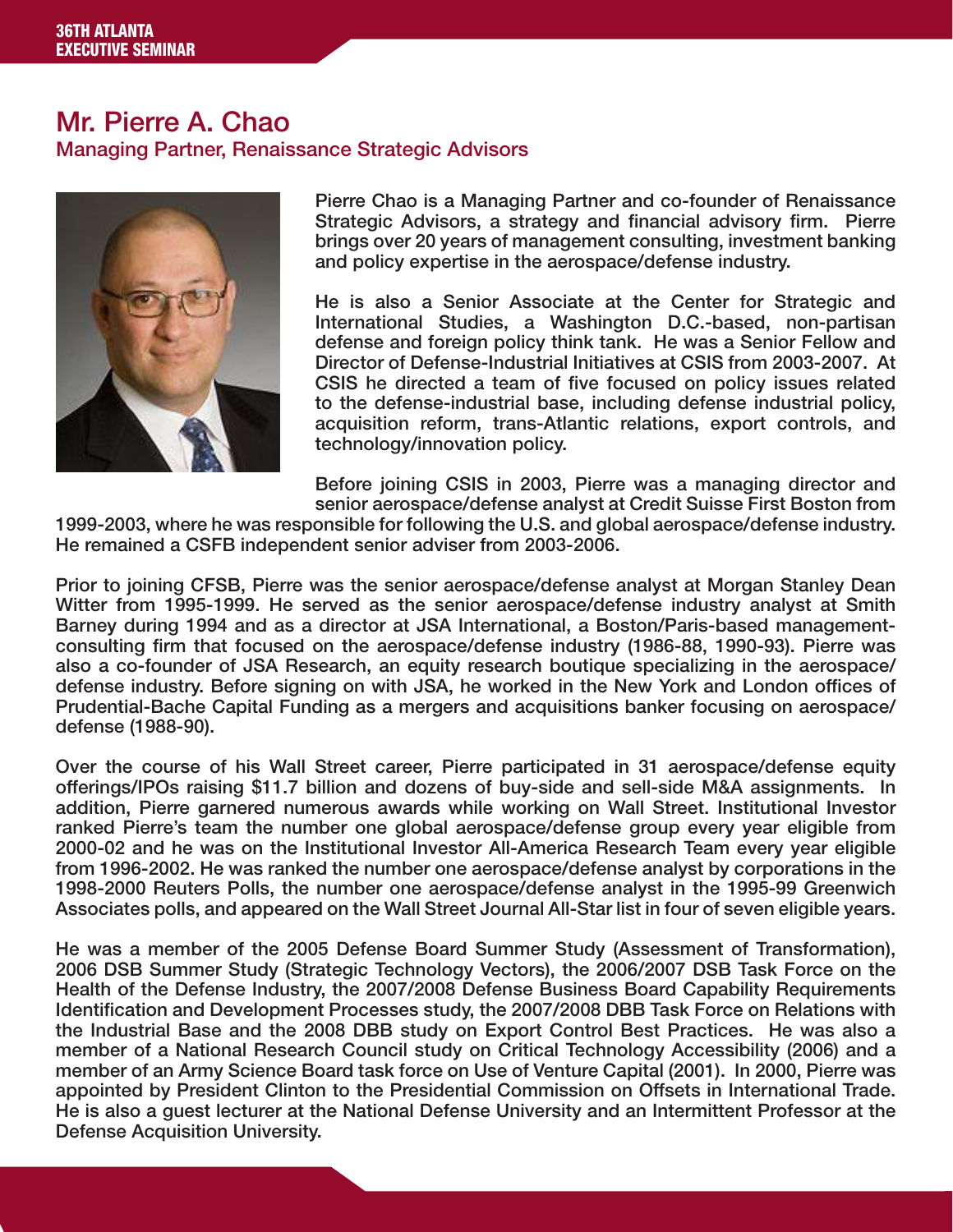# Mr. Pierre A. Chao

## Managing Partner, Renaissance Strategic Advisors

Pierre Chao is a Managing Partner and co-founder of Renaissance Strategic Advisors, a strategy and financial advisory firm. Pierre brings over 20 years of management consulting, investment banking and policy expertise in the aerospace/defense industry.

He is also a Senior Associate at the Center for Strategic and International Studies, a Washington D.C.-based, non-partisan defense and foreign policy think tank. He was a Senior Fellow and Director of Defense-Industrial Initiatives at CSIS from 2003-2007. At CSIS he directed a team of five focused on policy issues related to the defense-industrial base, including defense industrial policy, acquisition reform, trans-Atlantic relations, export controls, and technology/innovation policy.

Before joining CSIS in 2003, Pierre was a managing director and senior aerospace/defense analyst at Credit Suisse First Boston from 1999-2003, where he was responsible for following the U.S. and global aerospace/defense industry. He remained a CSFB independent senior adviser from 2003-2006.

Prior to joining CFSB, Pierre was the senior aerospace/defense analyst at Morgan Stanley Dean Witter from 1995-1999. He served as the senior aerospace/defense industry analyst at Smith Barney during 1994 and as a director at JSA International, a Boston/Paris-based management-consulting firm that focused on the aerospace/defense industry (1986-88, 1990-93). Pierre was also a co-founder of JSA Research, an equity research boutique specializing in the aerospace/defense industry. Before signing on with JSA, he worked in the New York and London offices of Prudential-Bache Capital Funding as a mergers and acquisitions banker focusing on aerospace/defense (1988-90).

Over the course of his Wall Street career, Pierre participated in 31 aerospace/defense equity offerings/IPOs raising $11.7 billion and dozens of buy-side and sell-side M&A assignments. In addition, Pierre garnered numerous awards while working on Wall Street. Institutional Investor ranked Pierre's team the number one global aerospace/defense group every year eligible from 2000-02 and he was on the Institutional Investor All-America Research Team every year eligible from 1996-2002. He was ranked the number one aerospace/defense analyst by corporations in the 1998-2000 Reuters Polls, the number one aerospace/defense analyst in the 1995-99 Greenwich Associates polls, and appeared on the Wall Street Journal All-Star list in four of seven eligible years.

He was a member of the 2005 Defense Board Summer Study (Assessment of Transformation), 2006 DSB Summer Study (Strategic Technology Vectors), the 2006/2007 DSB Task Force on the Health of the Defense Industry, the 2007/2008 Defense Business Board Capability Requirements Identification and Development Processes study, the 2007/2008 DBB Task Force on Relations with the Industrial Base and the 2008 DBB study on Export Control Best Practices. He was also a member of a National Research Council study on Critical Technology Accessibility (2006) and a member of an Army Science Board task force on Use of Venture Capital (2001). In 2000, Pierre was appointed by President Clinton to the Presidential Commission on Offsets in International Trade. He is also a guest lecturer at the National Defense University and an Intermittent Professor at the Defense Acquisition University.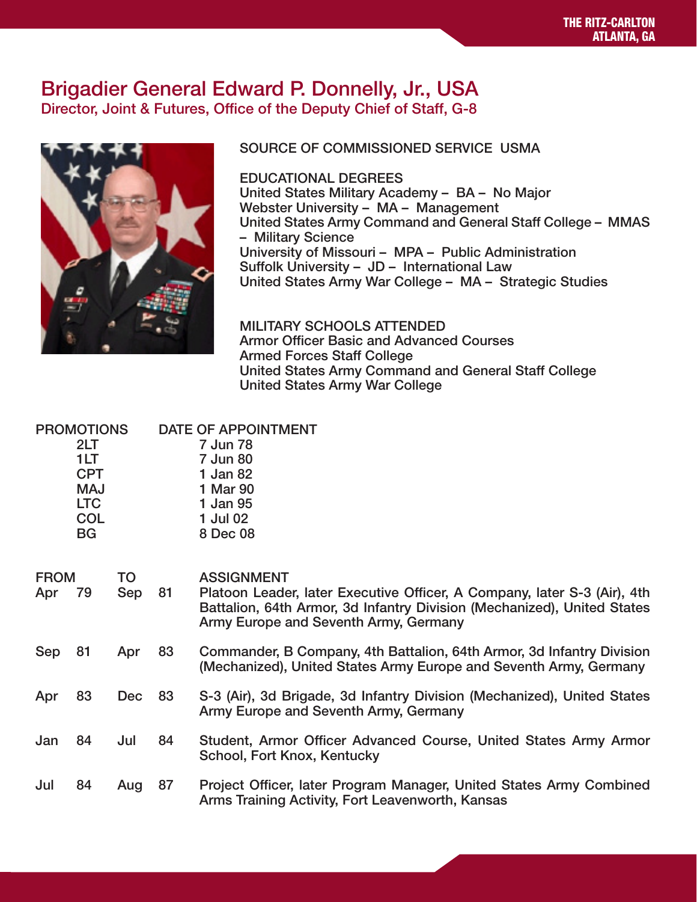# Brigadier General Edward P. Donnelly, Jr., USA

## Director, Joint & Futures, Office of the Deputy Chief of Staff, G-8

SOURCE OF COMMISSIONED SERVICE USMA

EDUCATIONAL DEGREES
United States Military Academy – BA – No Major
Webster University – MA – Management
United States Army Command and General Staff College – MMAS – Military Science
University of Missouri – MPA – Public Administration
Suffolk University – JD – International Law
United States Army War College – MA – Strategic Studies

MILITARY SCHOOLS ATTENDED
Armor Officer Basic and Advanced Courses
Armed Forces Staff College
United States Army Command and General Staff College
United States Army War College

| PROMOTIONS | DATE OF APPOINTMENT |
|---|---|
| 2LT | 7 Jun 78 |
| 1LT | 7 Jun 80 |
| CPT | 1 Jan 82 |
| MAJ | 1 Mar 90 |
| LTC | 1 Jan 95 |
| COL | 1 Jul 02 |
| BG | 8 Dec 08 |

| FROM | TO | ASSIGNMENT |
|---|---|---|
| Apr 79 | Sep 81 | Platoon Leader, later Executive Officer, A Company, later S-3 (Air), 4th Battalion, 64th Armor, 3d Infantry Division (Mechanized), United States Army Europe and Seventh Army, Germany |
| Sep 81 | Apr 83 | Commander, B Company, 4th Battalion, 64th Armor, 3d Infantry Division (Mechanized), United States Army Europe and Seventh Army, Germany |
| Apr 83 | Dec 83 | S-3 (Air), 3d Brigade, 3d Infantry Division (Mechanized), United States Army Europe and Seventh Army, Germany |
| Jan 84 | Jul 84 | Student, Armor Officer Advanced Course, United States Army Armor School, Fort Knox, Kentucky |
| Jul 84 | Aug 87 | Project Officer, later Program Manager, United States Army Combined Arms Training Activity, Fort Leavenworth, Kansas |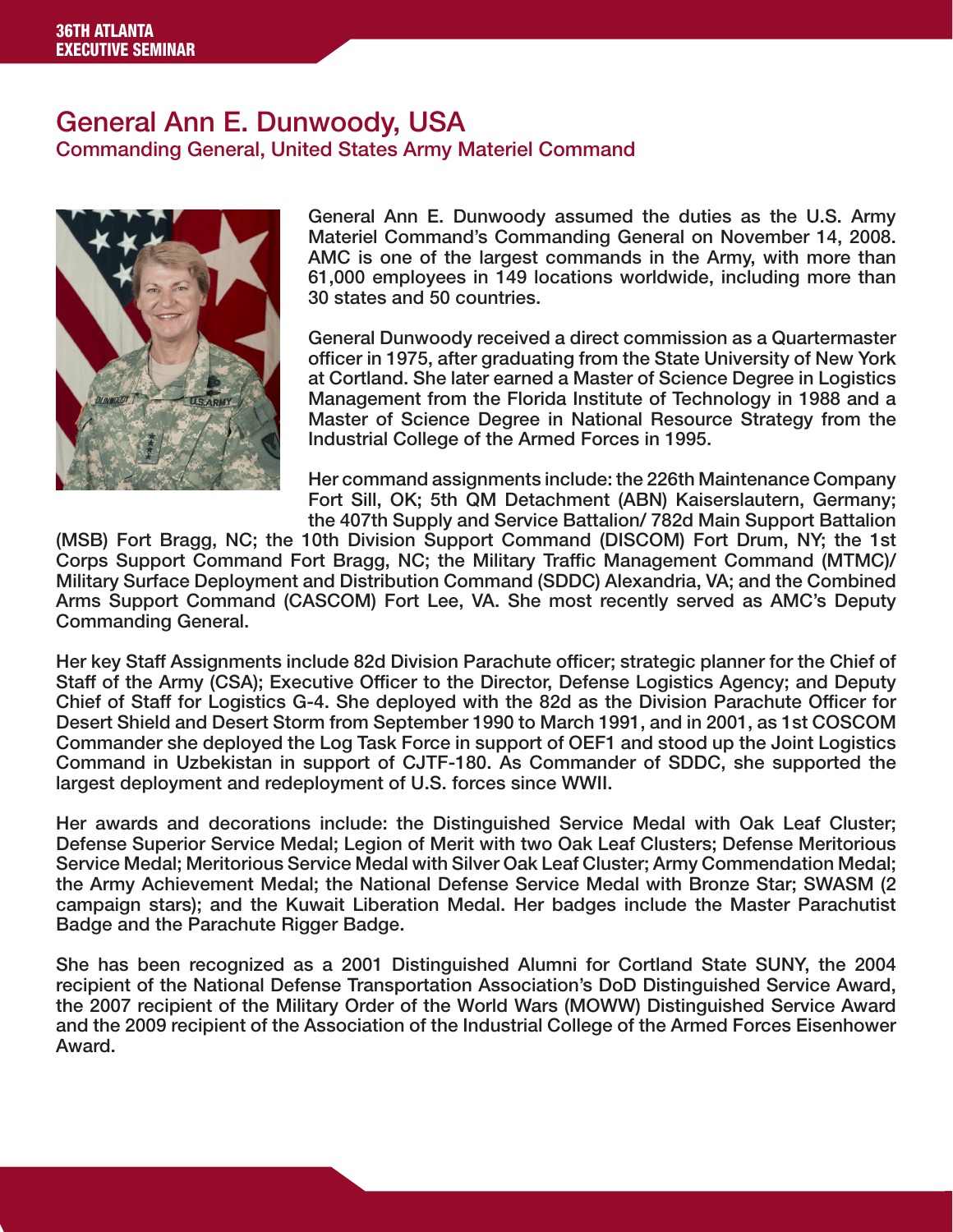# General Ann E. Dunwoody, USA

## Commanding General, United States Army Materiel Command

General Ann E. Dunwoody assumed the duties as the U.S. Army Materiel Command's Commanding General on November 14, 2008. AMC is one of the largest commands in the Army, with more than 61,000 employees in 149 locations worldwide, including more than 30 states and 50 countries.

General Dunwoody received a direct commission as a Quartermaster officer in 1975, after graduating from the State University of New York at Cortland. She later earned a Master of Science Degree in Logistics Management from the Florida Institute of Technology in 1988 and a Master of Science Degree in National Resource Strategy from the Industrial College of the Armed Forces in 1995.

Her command assignments include: the 226th Maintenance Company Fort Sill, OK; 5th QM Detachment (ABN) Kaiserslautern, Germany; the 407th Supply and Service Battalion/ 782d Main Support Battalion (MSB) Fort Bragg, NC; the 10th Division Support Command (DISCOM) Fort Drum, NY; the 1st Corps Support Command Fort Bragg, NC; the Military Traffic Management Command (MTMC)/ Military Surface Deployment and Distribution Command (SDDC) Alexandria, VA; and the Combined Arms Support Command (CASCOM) Fort Lee, VA. She most recently served as AMC's Deputy Commanding General.

Her key Staff Assignments include 82d Division Parachute officer; strategic planner for the Chief of Staff of the Army (CSA); Executive Officer to the Director, Defense Logistics Agency; and Deputy Chief of Staff for Logistics G-4. She deployed with the 82d as the Division Parachute Officer for Desert Shield and Desert Storm from September 1990 to March 1991, and in 2001, as 1st COSCOM Commander she deployed the Log Task Force in support of OEF1 and stood up the Joint Logistics Command in Uzbekistan in support of CJTF-180. As Commander of SDDC, she supported the largest deployment and redeployment of U.S. forces since WWII.

Her awards and decorations include: the Distinguished Service Medal with Oak Leaf Cluster; Defense Superior Service Medal; Legion of Merit with two Oak Leaf Clusters; Defense Meritorious Service Medal; Meritorious Service Medal with Silver Oak Leaf Cluster; Army Commendation Medal; the Army Achievement Medal; the National Defense Service Medal with Bronze Star; SWASM (2 campaign stars); and the Kuwait Liberation Medal. Her badges include the Master Parachutist Badge and the Parachute Rigger Badge.

She has been recognized as a 2001 Distinguished Alumni for Cortland State SUNY, the 2004 recipient of the National Defense Transportation Association's DoD Distinguished Service Award, the 2007 recipient of the Military Order of the World Wars (MOWW) Distinguished Service Award and the 2009 recipient of the Association of the Industrial College of the Armed Forces Eisenhower Award.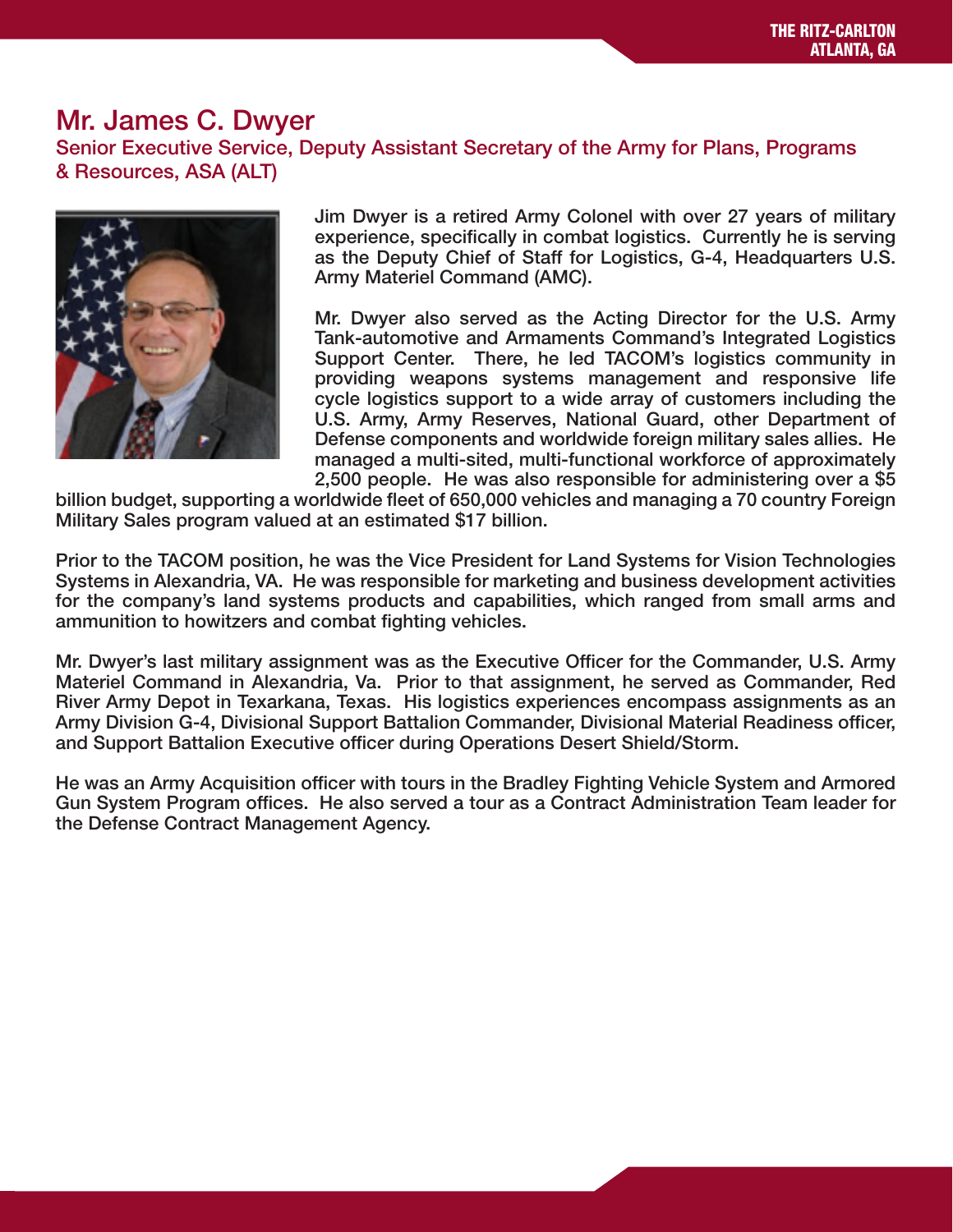# Mr. James C. Dwyer

## Senior Executive Service, Deputy Assistant Secretary of the Army for Plans, Programs & Resources, ASA (ALT)

Jim Dwyer is a retired Army Colonel with over 27 years of military experience, specifically in combat logistics. Currently he is serving as the Deputy Chief of Staff for Logistics, G-4, Headquarters U.S. Army Materiel Command (AMC).

Mr. Dwyer also served as the Acting Director for the U.S. Army Tank-automotive and Armaments Command's Integrated Logistics Support Center. There, he led TACOM's logistics community in providing weapons systems management and responsive life cycle logistics support to a wide array of customers including the U.S. Army, Army Reserves, National Guard, other Department of Defense components and worldwide foreign military sales allies. He managed a multi-sited, multi-functional workforce of approximately 2,500 people. He was also responsible for administering over a $5 billion budget, supporting a worldwide fleet of 650,000 vehicles and managing a 70 country Foreign Military Sales program valued at an estimated $17 billion.

Prior to the TACOM position, he was the Vice President for Land Systems for Vision Technologies Systems in Alexandria, VA. He was responsible for marketing and business development activities for the company's land systems products and capabilities, which ranged from small arms and ammunition to howitzers and combat fighting vehicles.

Mr. Dwyer's last military assignment was as the Executive Officer for the Commander, U.S. Army Materiel Command in Alexandria, Va. Prior to that assignment, he served as Commander, Red River Army Depot in Texarkana, Texas. His logistics experiences encompass assignments as an Army Division G-4, Divisional Support Battalion Commander, Divisional Material Readiness officer, and Support Battalion Executive officer during Operations Desert Shield/Storm.

He was an Army Acquisition officer with tours in the Bradley Fighting Vehicle System and Armored Gun System Program offices. He also served a tour as a Contract Administration Team leader for the Defense Contract Management Agency.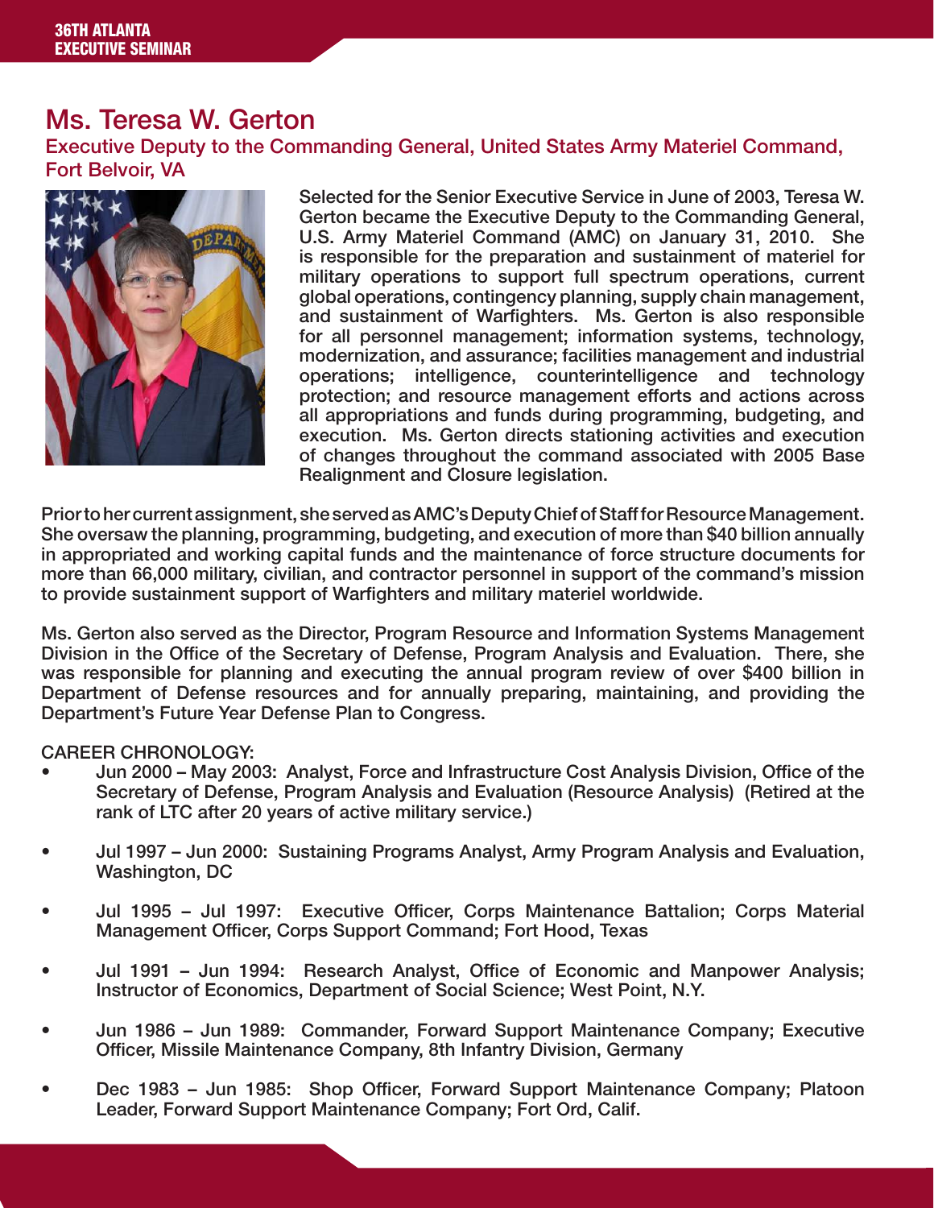## Ms. Teresa W. Gerton

### Executive Deputy to the Commanding General, United States Army Materiel Command, Fort Belvoir, VA

Selected for the Senior Executive Service in June of 2003, Teresa W. Gerton became the Executive Deputy to the Commanding General, U.S. Army Materiel Command (AMC) on January 31, 2010. She is responsible for the preparation and sustainment of materiel for military operations to support full spectrum operations, current global operations, contingency planning, supply chain management, and sustainment of Warfighters. Ms. Gerton is also responsible for all personnel management; information systems, technology, modernization, and assurance; facilities management and industrial operations; intelligence, counterintelligence and technology protection; and resource management efforts and actions across all appropriations and funds during programming, budgeting, and execution. Ms. Gerton directs stationing activities and execution of changes throughout the command associated with 2005 Base Realignment and Closure legislation.

Prior to her current assignment, she served as AMC's Deputy Chief of Staff for Resource Management. She oversaw the planning, programming, budgeting, and execution of more than $40 billion annually in appropriated and working capital funds and the maintenance of force structure documents for more than 66,000 military, civilian, and contractor personnel in support of the command's mission to provide sustainment support of Warfighters and military materiel worldwide.

Ms. Gerton also served as the Director, Program Resource and Information Systems Management Division in the Office of the Secretary of Defense, Program Analysis and Evaluation. There, she was responsible for planning and executing the annual program review of over $400 billion in Department of Defense resources and for annually preparing, maintaining, and providing the Department's Future Year Defense Plan to Congress.

CAREER CHRONOLOGY:

- Jun 2000 – May 2003: Analyst, Force and Infrastructure Cost Analysis Division, Office of the Secretary of Defense, Program Analysis and Evaluation (Resource Analysis) (Retired at the rank of LTC after 20 years of active military service.)
- Jul 1997 – Jun 2000: Sustaining Programs Analyst, Army Program Analysis and Evaluation, Washington, DC
- Jul 1995 – Jul 1997: Executive Officer, Corps Maintenance Battalion; Corps Material Management Officer, Corps Support Command; Fort Hood, Texas
- Jul 1991 – Jun 1994: Research Analyst, Office of Economic and Manpower Analysis; Instructor of Economics, Department of Social Science; West Point, N.Y.
- Jun 1986 – Jun 1989: Commander, Forward Support Maintenance Company; Executive Officer, Missile Maintenance Company, 8th Infantry Division, Germany
- Dec 1983 – Jun 1985: Shop Officer, Forward Support Maintenance Company; Platoon Leader, Forward Support Maintenance Company; Fort Ord, Calif.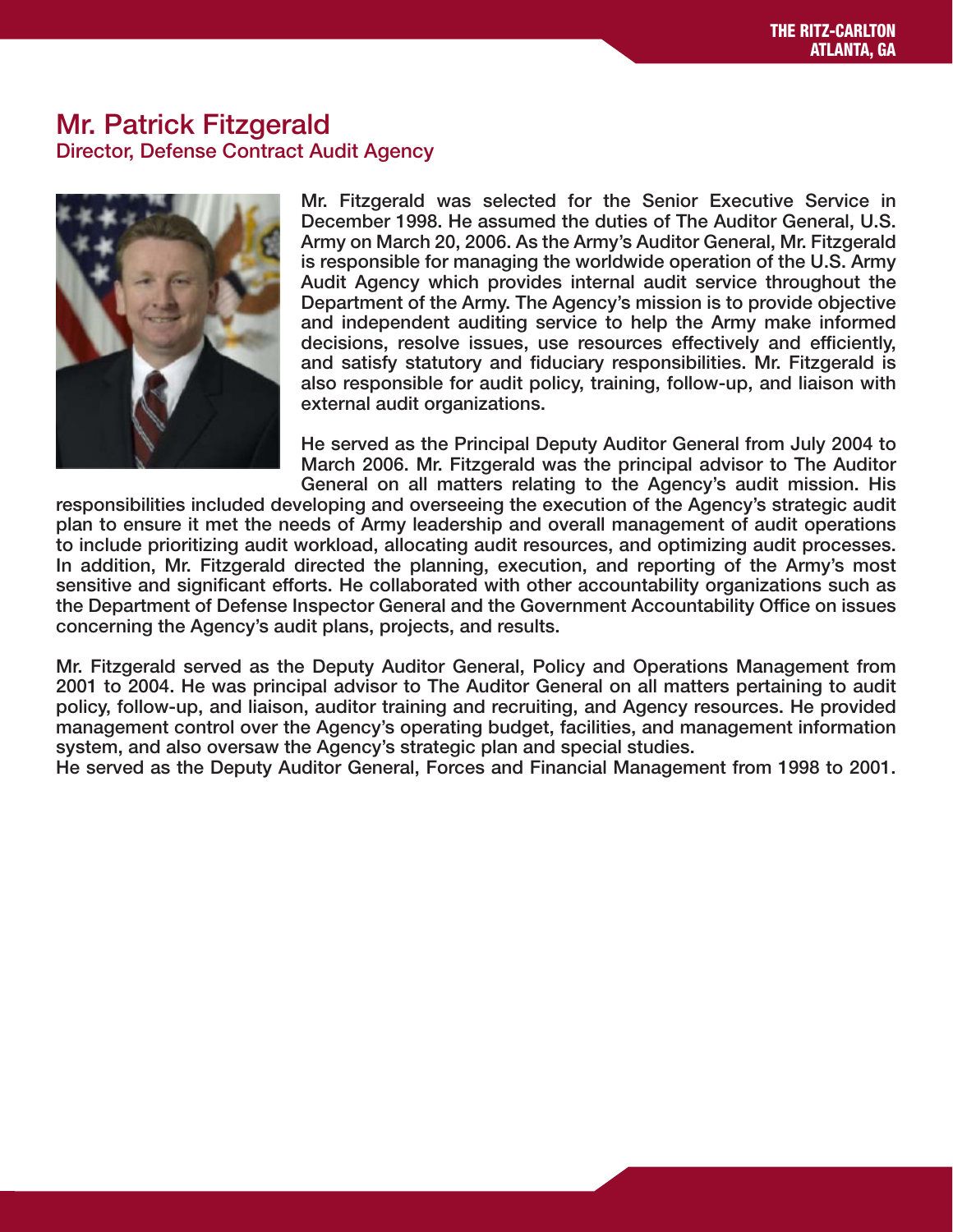## Mr. Patrick Fitzgerald

### Director, Defense Contract Audit Agency

Mr. Fitzgerald was selected for the Senior Executive Service in December 1998. He assumed the duties of The Auditor General, U.S. Army on March 20, 2006. As the Army's Auditor General, Mr. Fitzgerald is responsible for managing the worldwide operation of the U.S. Army Audit Agency which provides internal audit service throughout the Department of the Army. The Agency's mission is to provide objective and independent auditing service to help the Army make informed decisions, resolve issues, use resources effectively and efficiently, and satisfy statutory and fiduciary responsibilities. Mr. Fitzgerald is also responsible for audit policy, training, follow-up, and liaison with external audit organizations.

He served as the Principal Deputy Auditor General from July 2004 to March 2006. Mr. Fitzgerald was the principal advisor to The Auditor General on all matters relating to the Agency's audit mission. His responsibilities included developing and overseeing the execution of the Agency's strategic audit plan to ensure it met the needs of Army leadership and overall management of audit operations to include prioritizing audit workload, allocating audit resources, and optimizing audit processes. In addition, Mr. Fitzgerald directed the planning, execution, and reporting of the Army's most sensitive and significant efforts. He collaborated with other accountability organizations such as the Department of Defense Inspector General and the Government Accountability Office on issues concerning the Agency's audit plans, projects, and results.

Mr. Fitzgerald served as the Deputy Auditor General, Policy and Operations Management from 2001 to 2004. He was principal advisor to The Auditor General on all matters pertaining to audit policy, follow-up, and liaison, auditor training and recruiting, and Agency resources. He provided management control over the Agency's operating budget, facilities, and management information system, and also oversaw the Agency's strategic plan and special studies.

He served as the Deputy Auditor General, Forces and Financial Management from 1998 to 2001.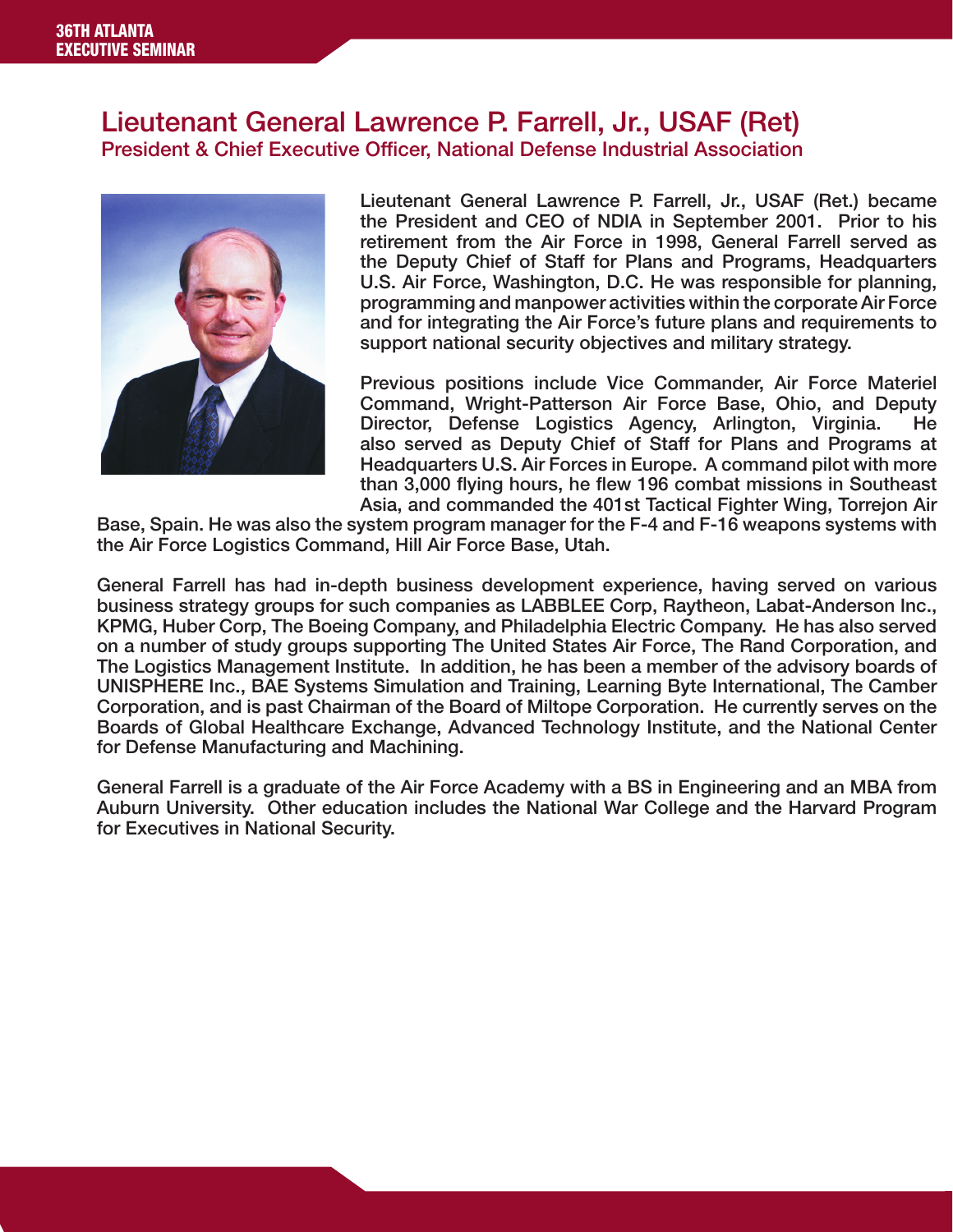## Lieutenant General Lawrence P. Farrell, Jr., USAF (Ret)

### President & Chief Executive Officer, National Defense Industrial Association

Lieutenant General Lawrence P. Farrell, Jr., USAF (Ret.) became the President and CEO of NDIA in September 2001. Prior to his retirement from the Air Force in 1998, General Farrell served as the Deputy Chief of Staff for Plans and Programs, Headquarters U.S. Air Force, Washington, D.C. He was responsible for planning, programming and manpower activities within the corporate Air Force and for integrating the Air Force's future plans and requirements to support national security objectives and military strategy.

Previous positions include Vice Commander, Air Force Materiel Command, Wright-Patterson Air Force Base, Ohio, and Deputy Director, Defense Logistics Agency, Arlington, Virginia. He also served as Deputy Chief of Staff for Plans and Programs at Headquarters U.S. Air Forces in Europe. A command pilot with more than 3,000 flying hours, he flew 196 combat missions in Southeast Asia, and commanded the 401st Tactical Fighter Wing, Torrejon Air Base, Spain. He was also the system program manager for the F-4 and F-16 weapons systems with the Air Force Logistics Command, Hill Air Force Base, Utah.

General Farrell has had in-depth business development experience, having served on various business strategy groups for such companies as LABBLEE Corp, Raytheon, Labat-Anderson Inc., KPMG, Huber Corp, The Boeing Company, and Philadelphia Electric Company. He has also served on a number of study groups supporting The United States Air Force, The Rand Corporation, and The Logistics Management Institute. In addition, he has been a member of the advisory boards of UNISPHERE Inc., BAE Systems Simulation and Training, Learning Byte International, The Camber Corporation, and is past Chairman of the Board of Miltope Corporation. He currently serves on the Boards of Global Healthcare Exchange, Advanced Technology Institute, and the National Center for Defense Manufacturing and Machining.

General Farrell is a graduate of the Air Force Academy with a BS in Engineering and an MBA from Auburn University. Other education includes the National War College and the Harvard Program for Executives in National Security.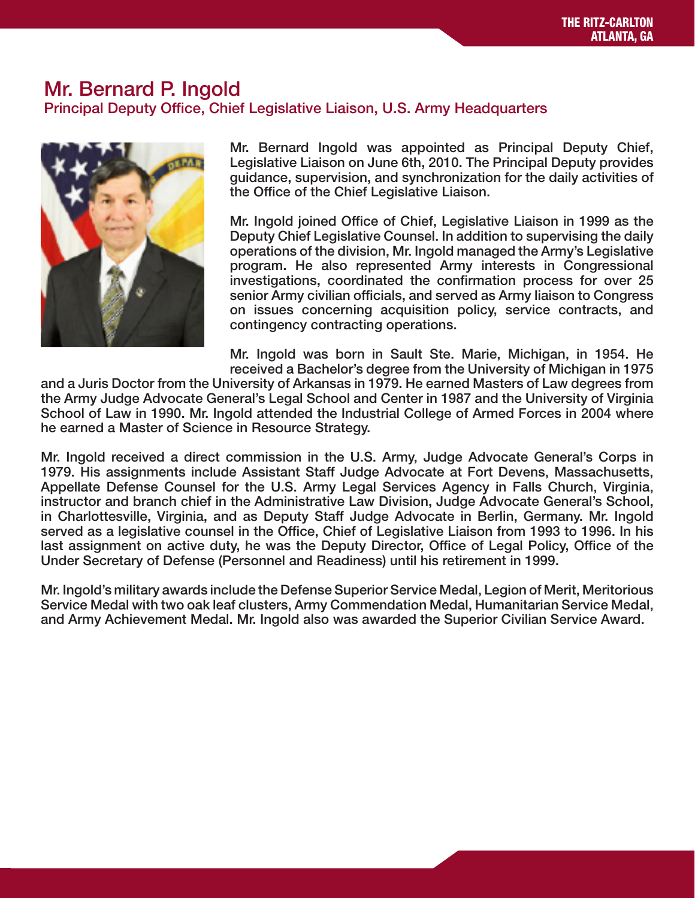# Mr. Bernard P. Ingold

## Principal Deputy Office, Chief Legislative Liaison, U.S. Army Headquarters

Mr. Bernard Ingold was appointed as Principal Deputy Chief, Legislative Liaison on June 6th, 2010. The Principal Deputy provides guidance, supervision, and synchronization for the daily activities of the Office of the Chief Legislative Liaison.

Mr. Ingold joined Office of Chief, Legislative Liaison in 1999 as the Deputy Chief Legislative Counsel. In addition to supervising the daily operations of the division, Mr. Ingold managed the Army's Legislative program. He also represented Army interests in Congressional investigations, coordinated the confirmation process for over 25 senior Army civilian officials, and served as Army liaison to Congress on issues concerning acquisition policy, service contracts, and contingency contracting operations.

Mr. Ingold was born in Sault Ste. Marie, Michigan, in 1954. He received a Bachelor's degree from the University of Michigan in 1975 and a Juris Doctor from the University of Arkansas in 1979. He earned Masters of Law degrees from the Army Judge Advocate General's Legal School and Center in 1987 and the University of Virginia School of Law in 1990. Mr. Ingold attended the Industrial College of Armed Forces in 2004 where he earned a Master of Science in Resource Strategy.

Mr. Ingold received a direct commission in the U.S. Army, Judge Advocate General's Corps in 1979. His assignments include Assistant Staff Judge Advocate at Fort Devens, Massachusetts, Appellate Defense Counsel for the U.S. Army Legal Services Agency in Falls Church, Virginia, instructor and branch chief in the Administrative Law Division, Judge Advocate General's School, in Charlottesville, Virginia, and as Deputy Staff Judge Advocate in Berlin, Germany. Mr. Ingold served as a legislative counsel in the Office, Chief of Legislative Liaison from 1993 to 1996. In his last assignment on active duty, he was the Deputy Director, Office of Legal Policy, Office of the Under Secretary of Defense (Personnel and Readiness) until his retirement in 1999.

Mr. Ingold's military awards include the Defense Superior Service Medal, Legion of Merit, Meritorious Service Medal with two oak leaf clusters, Army Commendation Medal, Humanitarian Service Medal, and Army Achievement Medal. Mr. Ingold also was awarded the Superior Civilian Service Award.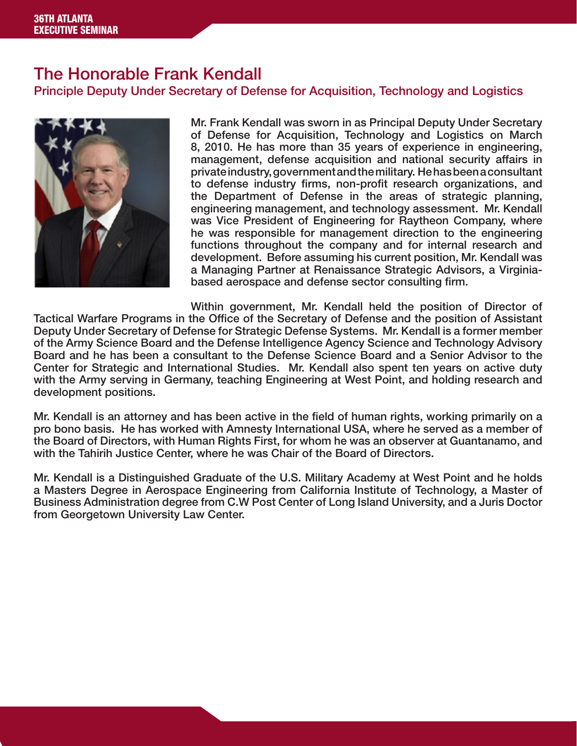# The Honorable Frank Kendall

## Principle Deputy Under Secretary of Defense for Acquisition, Technology and Logistics

Mr. Frank Kendall was sworn in as Principal Deputy Under Secretary of Defense for Acquisition, Technology and Logistics on March 8, 2010. He has more than 35 years of experience in engineering, management, defense acquisition and national security affairs in private industry, government and the military. He has been a consultant to defense industry firms, non-profit research organizations, and the Department of Defense in the areas of strategic planning, engineering management, and technology assessment. Mr. Kendall was Vice President of Engineering for Raytheon Company, where he was responsible for management direction to the engineering functions throughout the company and for internal research and development. Before assuming his current position, Mr. Kendall was a Managing Partner at Renaissance Strategic Advisors, a Virginia-based aerospace and defense sector consulting firm.

Within government, Mr. Kendall held the position of Director of Tactical Warfare Programs in the Office of the Secretary of Defense and the position of Assistant Deputy Under Secretary of Defense for Strategic Defense Systems. Mr. Kendall is a former member of the Army Science Board and the Defense Intelligence Agency Science and Technology Advisory Board and he has been a consultant to the Defense Science Board and a Senior Advisor to the Center for Strategic and International Studies. Mr. Kendall also spent ten years on active duty with the Army serving in Germany, teaching Engineering at West Point, and holding research and development positions.

Mr. Kendall is an attorney and has been active in the field of human rights, working primarily on a pro bono basis. He has worked with Amnesty International USA, where he served as a member of the Board of Directors, with Human Rights First, for whom he was an observer at Guantanamo, and with the Tahirih Justice Center, where he was Chair of the Board of Directors.

Mr. Kendall is a Distinguished Graduate of the U.S. Military Academy at West Point and he holds a Masters Degree in Aerospace Engineering from California Institute of Technology, a Master of Business Administration degree from C.W Post Center of Long Island University, and a Juris Doctor from Georgetown University Law Center.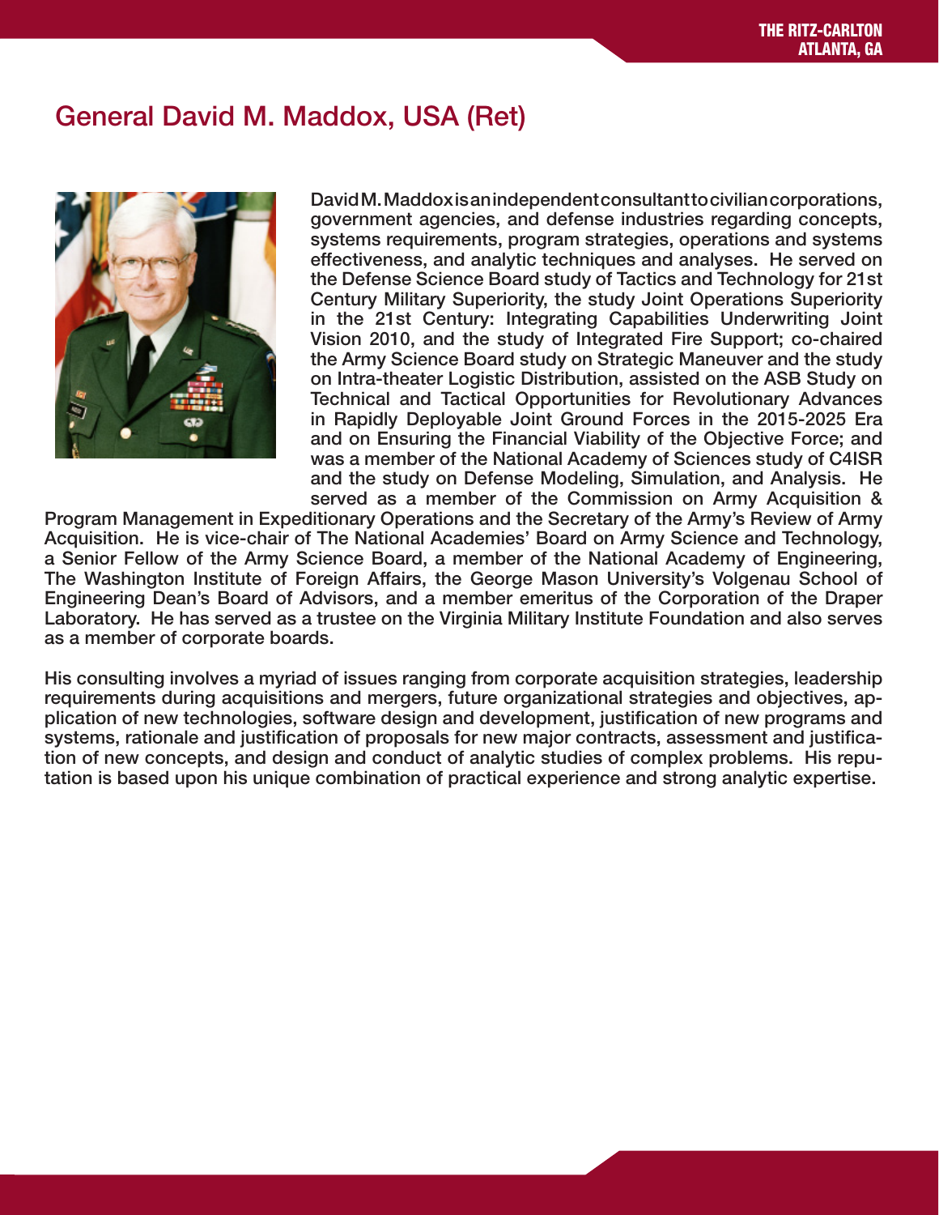# General David M. Maddox, USA (Ret)

David M. Maddox is an independent consultant to civilian corporations, government agencies, and defense industries regarding concepts, systems requirements, program strategies, operations and systems effectiveness, and analytic techniques and analyses. He served on the Defense Science Board study of Tactics and Technology for 21st Century Military Superiority, the study Joint Operations Superiority in the 21st Century: Integrating Capabilities Underwriting Joint Vision 2010, and the study of Integrated Fire Support; co-chaired the Army Science Board study on Strategic Maneuver and the study on Intra-theater Logistic Distribution, assisted on the ASB Study on Technical and Tactical Opportunities for Revolutionary Advances in Rapidly Deployable Joint Ground Forces in the 2015-2025 Era and on Ensuring the Financial Viability of the Objective Force; and was a member of the National Academy of Sciences study of C4ISR and the study on Defense Modeling, Simulation, and Analysis. He served as a member of the Commission on Army Acquisition & Program Management in Expeditionary Operations and the Secretary of the Army's Review of Army Acquisition. He is vice-chair of The National Academies' Board on Army Science and Technology, a Senior Fellow of the Army Science Board, a member of the National Academy of Engineering, The Washington Institute of Foreign Affairs, the George Mason University's Volgenau School of Engineering Dean's Board of Advisors, and a member emeritus of the Corporation of the Draper Laboratory. He has served as a trustee on the Virginia Military Institute Foundation and also serves as a member of corporate boards.

His consulting involves a myriad of issues ranging from corporate acquisition strategies, leadership requirements during acquisitions and mergers, future organizational strategies and objectives, application of new technologies, software design and development, justification of new programs and systems, rationale and justification of proposals for new major contracts, assessment and justification of new concepts, and design and conduct of analytic studies of complex problems. His reputation is based upon his unique combination of practical experience and strong analytic expertise.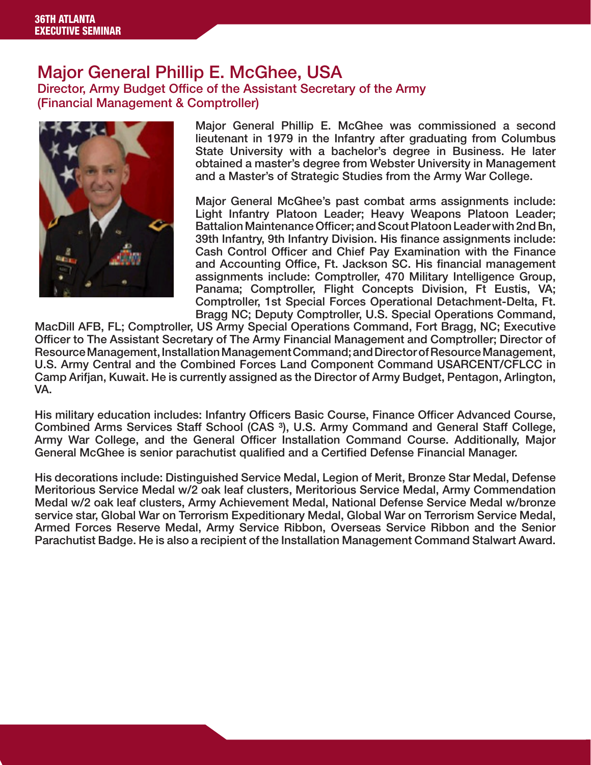## Major General Phillip E. McGhee, USA

### Director, Army Budget Office of the Assistant Secretary of the Army (Financial Management & Comptroller)

Major General Phillip E. McGhee was commissioned a second lieutenant in 1979 in the Infantry after graduating from Columbus State University with a bachelor's degree in Business. He later obtained a master's degree from Webster University in Management and a Master's of Strategic Studies from the Army War College.

Major General McGhee's past combat arms assignments include: Light Infantry Platoon Leader; Heavy Weapons Platoon Leader; Battalion Maintenance Officer; and Scout Platoon Leader with 2nd Bn, 39th Infantry, 9th Infantry Division. His finance assignments include: Cash Control Officer and Chief Pay Examination with the Finance and Accounting Office, Ft. Jackson SC. His financial management assignments include: Comptroller, 470 Military Intelligence Group, Panama; Comptroller, Flight Concepts Division, Ft Eustis, VA; Comptroller, 1st Special Forces Operational Detachment-Delta, Ft. Bragg NC; Deputy Comptroller, U.S. Special Operations Command, MacDill AFB, FL; Comptroller, US Army Special Operations Command, Fort Bragg, NC; Executive Officer to The Assistant Secretary of The Army Financial Management and Comptroller; Director of Resource Management, Installation Management Command; and Director of Resource Management, U.S. Army Central and the Combined Forces Land Component Command USARCENT/CFLCC in Camp Arifjan, Kuwait. He is currently assigned as the Director of Army Budget, Pentagon, Arlington, VA.

His military education includes: Infantry Officers Basic Course, Finance Officer Advanced Course, Combined Arms Services Staff School (CAS $^3$), U.S. Army Command and General Staff College, Army War College, and the General Officer Installation Command Course. Additionally, Major General McGhee is senior parachutist qualified and a Certified Defense Financial Manager.

His decorations include: Distinguished Service Medal, Legion of Merit, Bronze Star Medal, Defense Meritorious Service Medal w/2 oak leaf clusters, Meritorious Service Medal, Army Commendation Medal w/2 oak leaf clusters, Army Achievement Medal, National Defense Service Medal w/bronze service star, Global War on Terrorism Expeditionary Medal, Global War on Terrorism Service Medal, Armed Forces Reserve Medal, Army Service Ribbon, Overseas Service Ribbon and the Senior Parachutist Badge. He is also a recipient of the Installation Management Command Stalwart Award.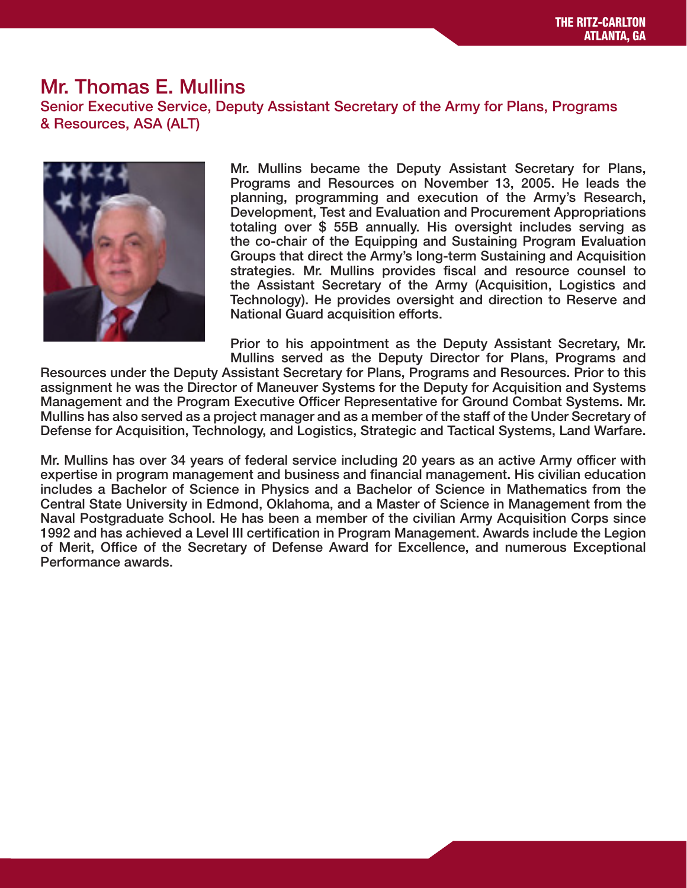# Mr. Thomas E. Mullins

## Senior Executive Service, Deputy Assistant Secretary of the Army for Plans, Programs & Resources, ASA (ALT)

Mr. Mullins became the Deputy Assistant Secretary for Plans, Programs and Resources on November 13, 2005. He leads the planning, programming and execution of the Army's Research, Development, Test and Evaluation and Procurement Appropriations totaling over $ 55B annually. His oversight includes serving as the co-chair of the Equipping and Sustaining Program Evaluation Groups that direct the Army's long-term Sustaining and Acquisition strategies. Mr. Mullins provides fiscal and resource counsel to the Assistant Secretary of the Army (Acquisition, Logistics and Technology). He provides oversight and direction to Reserve and National Guard acquisition efforts.

Prior to his appointment as the Deputy Assistant Secretary, Mr. Mullins served as the Deputy Director for Plans, Programs and Resources under the Deputy Assistant Secretary for Plans, Programs and Resources. Prior to this assignment he was the Director of Maneuver Systems for the Deputy for Acquisition and Systems Management and the Program Executive Officer Representative for Ground Combat Systems. Mr. Mullins has also served as a project manager and as a member of the staff of the Under Secretary of Defense for Acquisition, Technology, and Logistics, Strategic and Tactical Systems, Land Warfare.

Mr. Mullins has over 34 years of federal service including 20 years as an active Army officer with expertise in program management and business and financial management. His civilian education includes a Bachelor of Science in Physics and a Bachelor of Science in Mathematics from the Central State University in Edmond, Oklahoma, and a Master of Science in Management from the Naval Postgraduate School. He has been a member of the civilian Army Acquisition Corps since 1992 and has achieved a Level III certification in Program Management. Awards include the Legion of Merit, Office of the Secretary of Defense Award for Excellence, and numerous Exceptional Performance awards.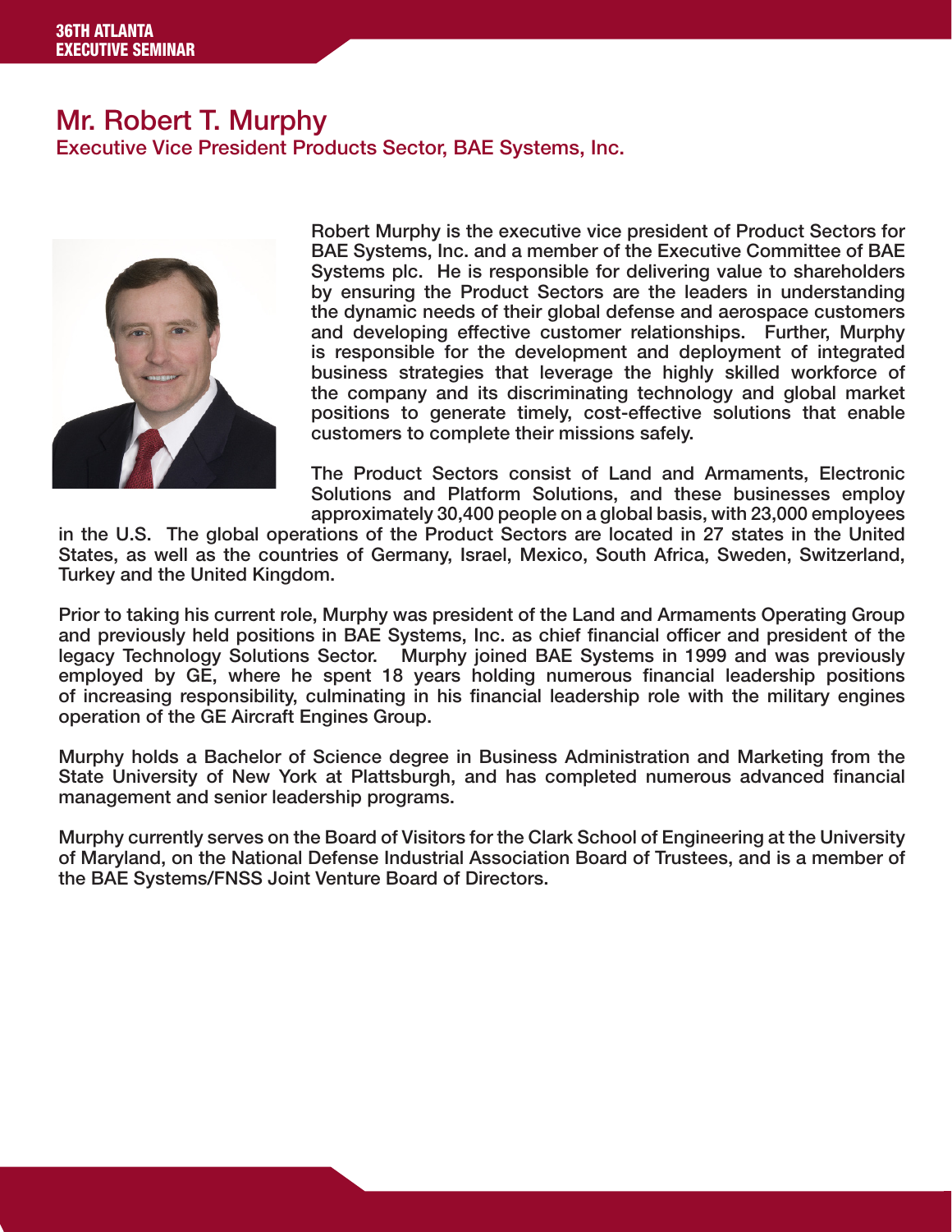# Mr. Robert T. Murphy

## Executive Vice President Products Sector, BAE Systems, Inc.

Robert Murphy is the executive vice president of Product Sectors for BAE Systems, Inc. and a member of the Executive Committee of BAE Systems plc. He is responsible for delivering value to shareholders by ensuring the Product Sectors are the leaders in understanding the dynamic needs of their global defense and aerospace customers and developing effective customer relationships. Further, Murphy is responsible for the development and deployment of integrated business strategies that leverage the highly skilled workforce of the company and its discriminating technology and global market positions to generate timely, cost-effective solutions that enable customers to complete their missions safely.

The Product Sectors consist of Land and Armaments, Electronic Solutions and Platform Solutions, and these businesses employ approximately 30,400 people on a global basis, with 23,000 employees in the U.S. The global operations of the Product Sectors are located in 27 states in the United States, as well as the countries of Germany, Israel, Mexico, South Africa, Sweden, Switzerland, Turkey and the United Kingdom.

Prior to taking his current role, Murphy was president of the Land and Armaments Operating Group and previously held positions in BAE Systems, Inc. as chief financial officer and president of the legacy Technology Solutions Sector. Murphy joined BAE Systems in 1999 and was previously employed by GE, where he spent 18 years holding numerous financial leadership positions of increasing responsibility, culminating in his financial leadership role with the military engines operation of the GE Aircraft Engines Group.

Murphy holds a Bachelor of Science degree in Business Administration and Marketing from the State University of New York at Plattsburgh, and has completed numerous advanced financial management and senior leadership programs.

Murphy currently serves on the Board of Visitors for the Clark School of Engineering at the University of Maryland, on the National Defense Industrial Association Board of Trustees, and is a member of the BAE Systems/FNSS Joint Venture Board of Directors.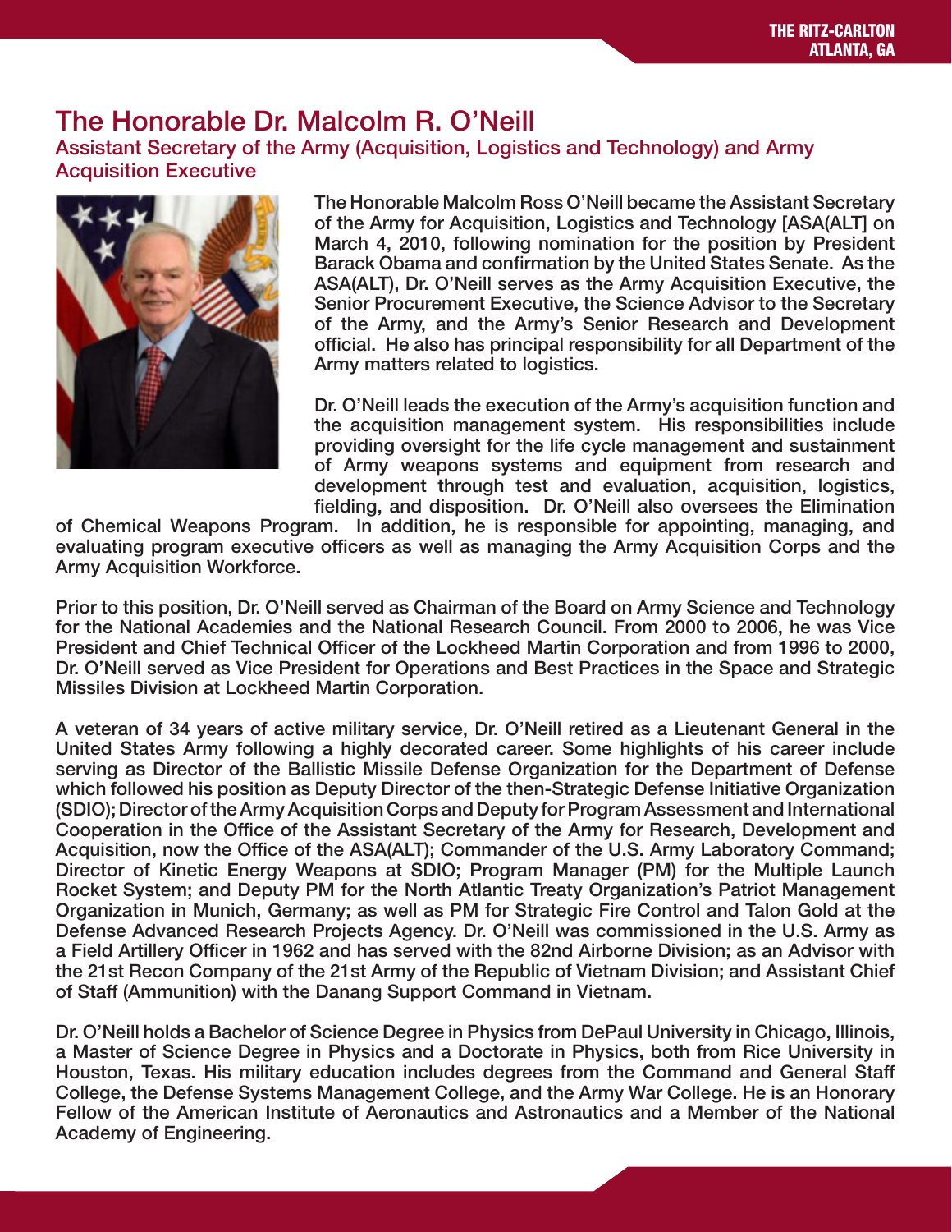## The Honorable Dr. Malcolm R. O'Neill

### Assistant Secretary of the Army (Acquisition, Logistics and Technology) and Army Acquisition Executive

The Honorable Malcolm Ross O'Neill became the Assistant Secretary of the Army for Acquisition, Logistics and Technology [ASA(ALT] on March 4, 2010, following nomination for the position by President Barack Obama and confirmation by the United States Senate. As the ASA(ALT), Dr. O'Neill serves as the Army Acquisition Executive, the Senior Procurement Executive, the Science Advisor to the Secretary of the Army, and the Army's Senior Research and Development official. He also has principal responsibility for all Department of the Army matters related to logistics.

Dr. O'Neill leads the execution of the Army's acquisition function and the acquisition management system. His responsibilities include providing oversight for the life cycle management and sustainment of Army weapons systems and equipment from research and development through test and evaluation, acquisition, logistics, fielding, and disposition. Dr. O'Neill also oversees the Elimination of Chemical Weapons Program. In addition, he is responsible for appointing, managing, and evaluating program executive officers as well as managing the Army Acquisition Corps and the Army Acquisition Workforce.

Prior to this position, Dr. O'Neill served as Chairman of the Board on Army Science and Technology for the National Academies and the National Research Council. From 2000 to 2006, he was Vice President and Chief Technical Officer of the Lockheed Martin Corporation and from 1996 to 2000, Dr. O'Neill served as Vice President for Operations and Best Practices in the Space and Strategic Missiles Division at Lockheed Martin Corporation.

A veteran of 34 years of active military service, Dr. O'Neill retired as a Lieutenant General in the United States Army following a highly decorated career. Some highlights of his career include serving as Director of the Ballistic Missile Defense Organization for the Department of Defense which followed his position as Deputy Director of the then-Strategic Defense Initiative Organization (SDIO); Director of the Army Acquisition Corps and Deputy for Program Assessment and International Cooperation in the Office of the Assistant Secretary of the Army for Research, Development and Acquisition, now the Office of the ASA(ALT); Commander of the U.S. Army Laboratory Command; Director of Kinetic Energy Weapons at SDIO; Program Manager (PM) for the Multiple Launch Rocket System; and Deputy PM for the North Atlantic Treaty Organization's Patriot Management Organization in Munich, Germany; as well as PM for Strategic Fire Control and Talon Gold at the Defense Advanced Research Projects Agency. Dr. O'Neill was commissioned in the U.S. Army as a Field Artillery Officer in 1962 and has served with the 82nd Airborne Division; as an Advisor with the 21st Recon Company of the 21st Army of the Republic of Vietnam Division; and Assistant Chief of Staff (Ammunition) with the Danang Support Command in Vietnam.

Dr. O'Neill holds a Bachelor of Science Degree in Physics from DePaul University in Chicago, Illinois, a Master of Science Degree in Physics and a Doctorate in Physics, both from Rice University in Houston, Texas. His military education includes degrees from the Command and General Staff College, the Defense Systems Management College, and the Army War College. He is an Honorary Fellow of the American Institute of Aeronautics and Astronautics and a Member of the National Academy of Engineering.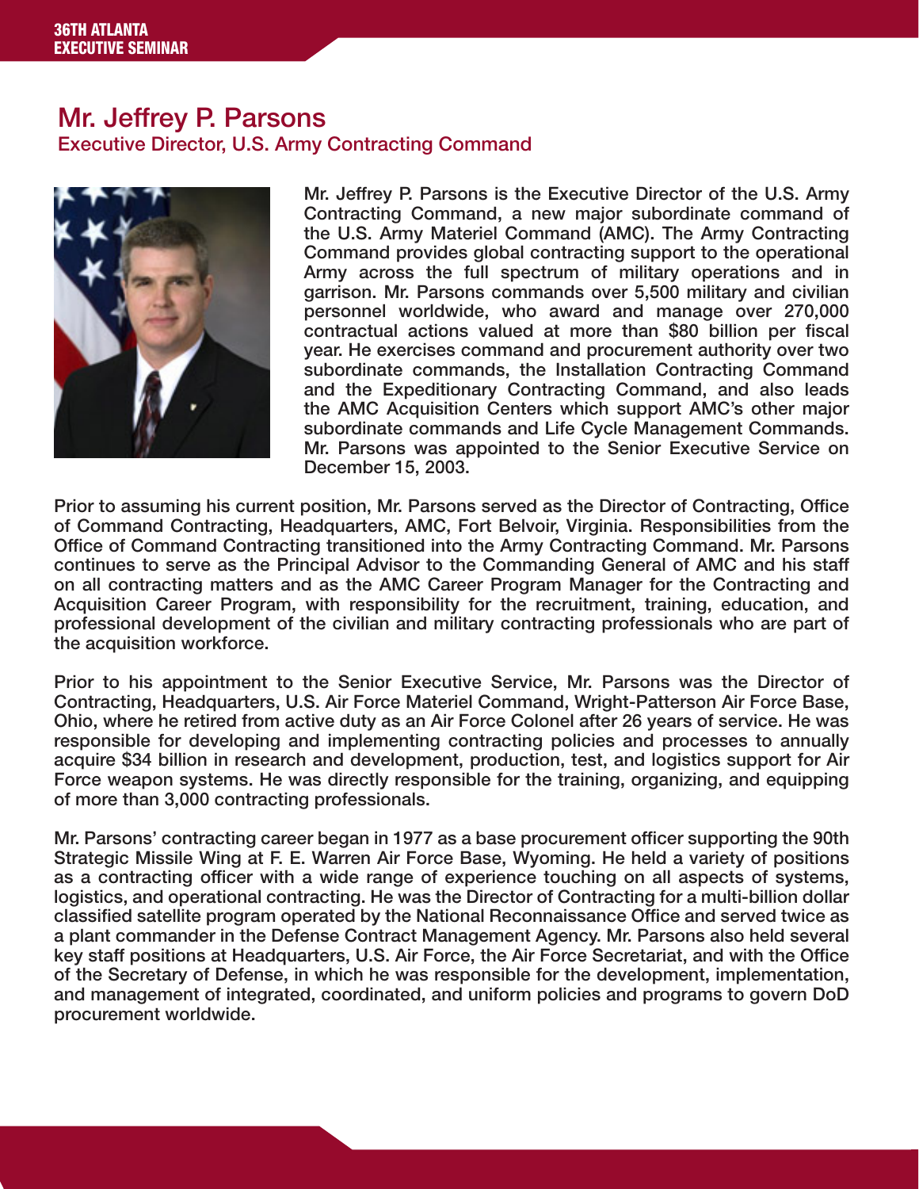# Mr. Jeffrey P. Parsons

## Executive Director, U.S. Army Contracting Command

Mr. Jeffrey P. Parsons is the Executive Director of the U.S. Army Contracting Command, a new major subordinate command of the U.S. Army Materiel Command (AMC). The Army Contracting Command provides global contracting support to the operational Army across the full spectrum of military operations and in garrison. Mr. Parsons commands over 5,500 military and civilian personnel worldwide, who award and manage over 270,000 contractual actions valued at more than $80 billion per fiscal year. He exercises command and procurement authority over two subordinate commands, the Installation Contracting Command and the Expeditionary Contracting Command, and also leads the AMC Acquisition Centers which support AMC's other major subordinate commands and Life Cycle Management Commands. Mr. Parsons was appointed to the Senior Executive Service on December 15, 2003.

Prior to assuming his current position, Mr. Parsons served as the Director of Contracting, Office of Command Contracting, Headquarters, AMC, Fort Belvoir, Virginia. Responsibilities from the Office of Command Contracting transitioned into the Army Contracting Command. Mr. Parsons continues to serve as the Principal Advisor to the Commanding General of AMC and his staff on all contracting matters and as the AMC Career Program Manager for the Contracting and Acquisition Career Program, with responsibility for the recruitment, training, education, and professional development of the civilian and military contracting professionals who are part of the acquisition workforce.

Prior to his appointment to the Senior Executive Service, Mr. Parsons was the Director of Contracting, Headquarters, U.S. Air Force Materiel Command, Wright-Patterson Air Force Base, Ohio, where he retired from active duty as an Air Force Colonel after 26 years of service. He was responsible for developing and implementing contracting policies and processes to annually acquire $34 billion in research and development, production, test, and logistics support for Air Force weapon systems. He was directly responsible for the training, organizing, and equipping of more than 3,000 contracting professionals.

Mr. Parsons' contracting career began in 1977 as a base procurement officer supporting the 90th Strategic Missile Wing at F. E. Warren Air Force Base, Wyoming. He held a variety of positions as a contracting officer with a wide range of experience touching on all aspects of systems, logistics, and operational contracting. He was the Director of Contracting for a multi-billion dollar classified satellite program operated by the National Reconnaissance Office and served twice as a plant commander in the Defense Contract Management Agency. Mr. Parsons also held several key staff positions at Headquarters, U.S. Air Force, the Air Force Secretariat, and with the Office of the Secretary of Defense, in which he was responsible for the development, implementation, and management of integrated, coordinated, and uniform policies and programs to govern DoD procurement worldwide.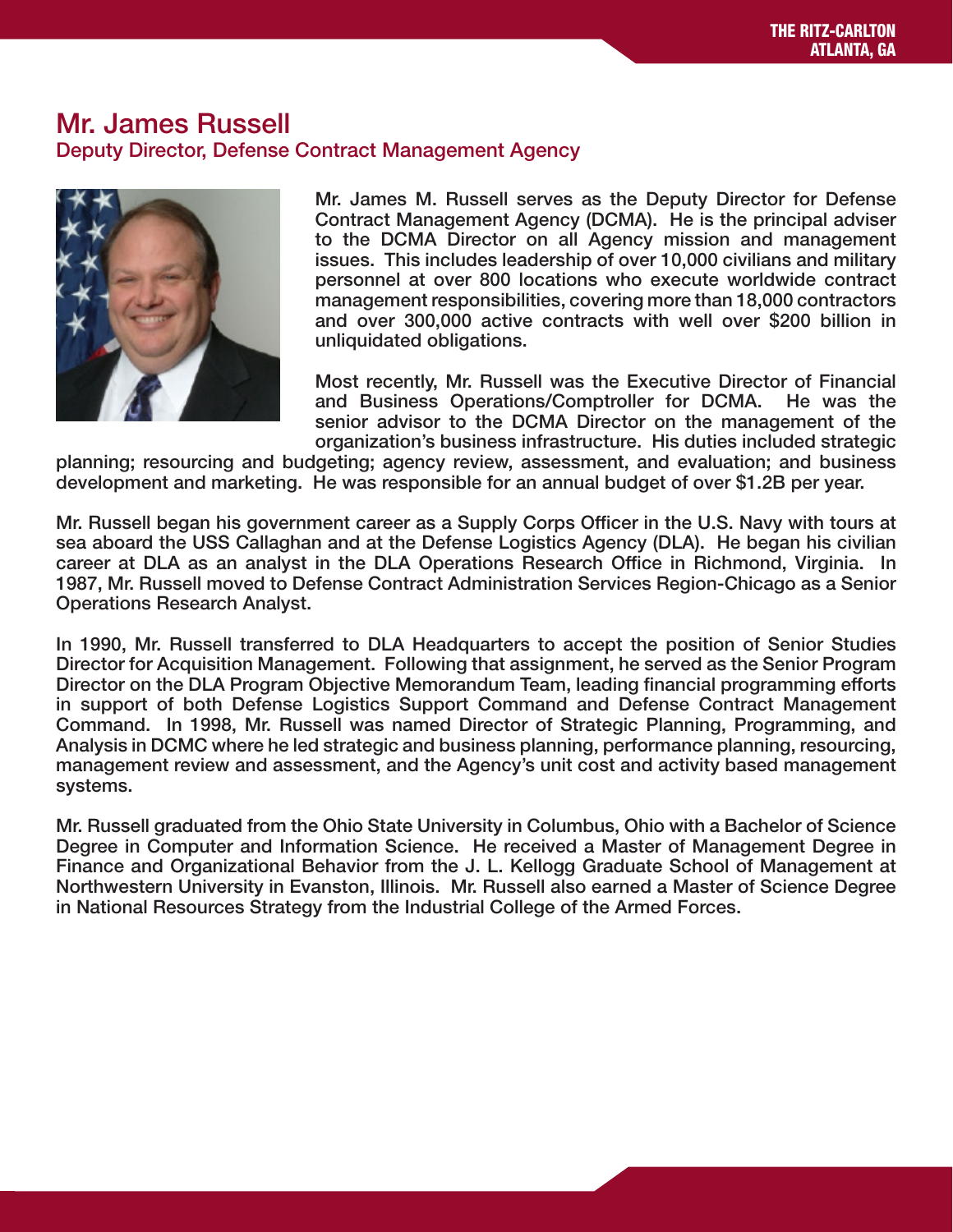## Mr. James Russell

### Deputy Director, Defense Contract Management Agency

Mr. James M. Russell serves as the Deputy Director for Defense Contract Management Agency (DCMA). He is the principal adviser to the DCMA Director on all Agency mission and management issues. This includes leadership of over 10,000 civilians and military personnel at over 800 locations who execute worldwide contract management responsibilities, covering more than 18,000 contractors and over 300,000 active contracts with well over $200 billion in unliquidated obligations.

Most recently, Mr. Russell was the Executive Director of Financial and Business Operations/Comptroller for DCMA. He was the senior advisor to the DCMA Director on the management of the organization's business infrastructure. His duties included strategic planning; resourcing and budgeting; agency review, assessment, and evaluation; and business development and marketing. He was responsible for an annual budget of over $1.2B per year.

Mr. Russell began his government career as a Supply Corps Officer in the U.S. Navy with tours at sea aboard the USS Callaghan and at the Defense Logistics Agency (DLA). He began his civilian career at DLA as an analyst in the DLA Operations Research Office in Richmond, Virginia. In 1987, Mr. Russell moved to Defense Contract Administration Services Region-Chicago as a Senior Operations Research Analyst.

In 1990, Mr. Russell transferred to DLA Headquarters to accept the position of Senior Studies Director for Acquisition Management. Following that assignment, he served as the Senior Program Director on the DLA Program Objective Memorandum Team, leading financial programming efforts in support of both Defense Logistics Support Command and Defense Contract Management Command. In 1998, Mr. Russell was named Director of Strategic Planning, Programming, and Analysis in DCMC where he led strategic and business planning, performance planning, resourcing, management review and assessment, and the Agency's unit cost and activity based management systems.

Mr. Russell graduated from the Ohio State University in Columbus, Ohio with a Bachelor of Science Degree in Computer and Information Science. He received a Master of Management Degree in Finance and Organizational Behavior from the J. L. Kellogg Graduate School of Management at Northwestern University in Evanston, Illinois. Mr. Russell also earned a Master of Science Degree in National Resources Strategy from the Industrial College of the Armed Forces.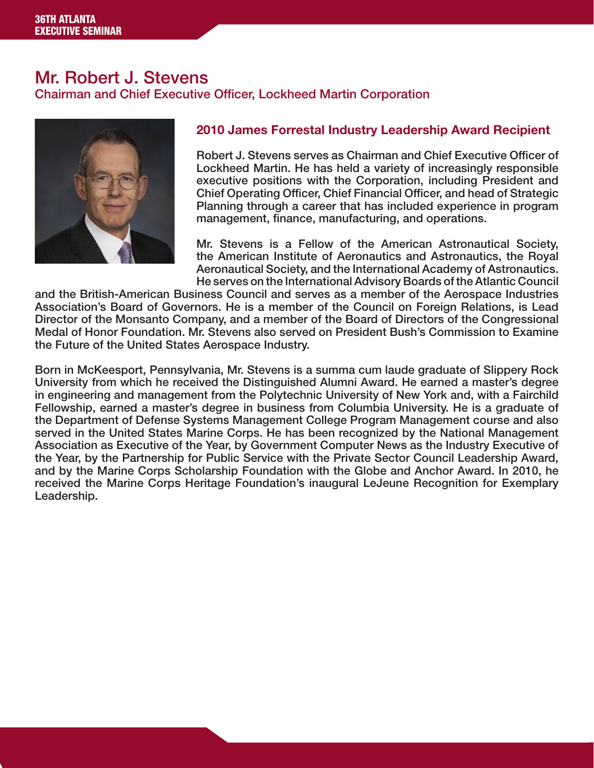# Mr. Robert J. Stevens

Chairman and Chief Executive Officer, Lockheed Martin Corporation

## 2010 James Forrestal Industry Leadership Award Recipient

Robert J. Stevens serves as Chairman and Chief Executive Officer of Lockheed Martin. He has held a variety of increasingly responsible executive positions with the Corporation, including President and Chief Operating Officer, Chief Financial Officer, and head of Strategic Planning through a career that has included experience in program management, finance, manufacturing, and operations.

Mr. Stevens is a Fellow of the American Astronautical Society, the American Institute of Aeronautics and Astronautics, the Royal Aeronautical Society, and the International Academy of Astronautics. He serves on the International Advisory Boards of the Atlantic Council and the British-American Business Council and serves as a member of the Aerospace Industries Association's Board of Governors. He is a member of the Council on Foreign Relations, is Lead Director of the Monsanto Company, and a member of the Board of Directors of the Congressional Medal of Honor Foundation. Mr. Stevens also served on President Bush's Commission to Examine the Future of the United States Aerospace Industry.

Born in McKeesport, Pennsylvania, Mr. Stevens is a summa cum laude graduate of Slippery Rock University from which he received the Distinguished Alumni Award. He earned a master's degree in engineering and management from the Polytechnic University of New York and, with a Fairchild Fellowship, earned a master's degree in business from Columbia University. He is a graduate of the Department of Defense Systems Management College Program Management course and also served in the United States Marine Corps. He has been recognized by the National Management Association as Executive of the Year, by Government Computer News as the Industry Executive of the Year, by the Partnership for Public Service with the Private Sector Council Leadership Award, and by the Marine Corps Scholarship Foundation with the Globe and Anchor Award. In 2010, he received the Marine Corps Heritage Foundation's inaugural LeJeune Recognition for Exemplary Leadership.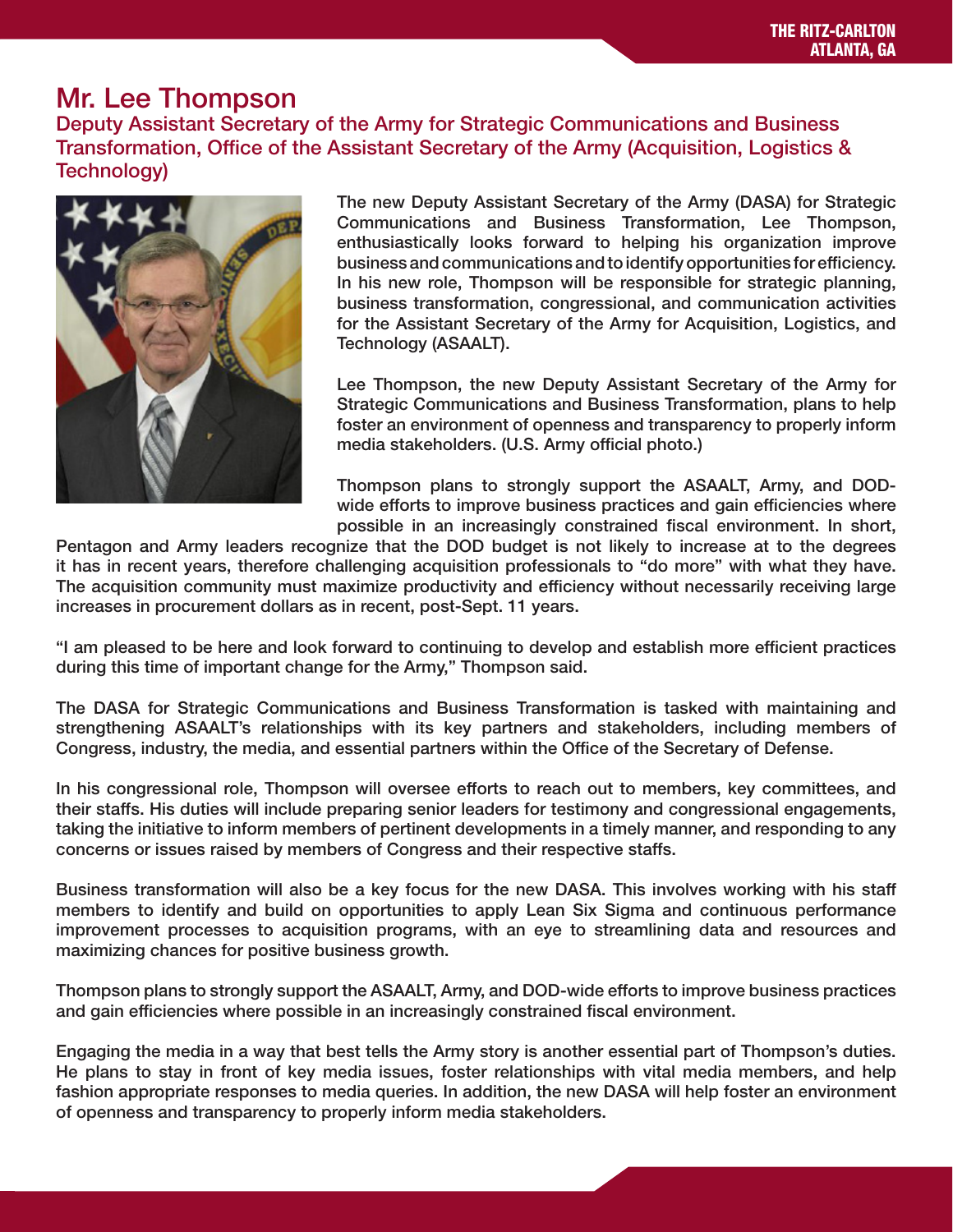# Mr. Lee Thompson

## Deputy Assistant Secretary of the Army for Strategic Communications and Business Transformation, Office of the Assistant Secretary of the Army (Acquisition, Logistics & Technology)

The new Deputy Assistant Secretary of the Army (DASA) for Strategic Communications and Business Transformation, Lee Thompson, enthusiastically looks forward to helping his organization improve business and communications and to identify opportunities for efficiency. In his new role, Thompson will be responsible for strategic planning, business transformation, congressional, and communication activities for the Assistant Secretary of the Army for Acquisition, Logistics, and Technology (ASAALT).

Lee Thompson, the new Deputy Assistant Secretary of the Army for Strategic Communications and Business Transformation, plans to help foster an environment of openness and transparency to properly inform media stakeholders. (U.S. Army official photo.)

Thompson plans to strongly support the ASAALT, Army, and DOD-wide efforts to improve business practices and gain efficiencies where possible in an increasingly constrained fiscal environment. In short, Pentagon and Army leaders recognize that the DOD budget is not likely to increase at to the degrees it has in recent years, therefore challenging acquisition professionals to "do more" with what they have. The acquisition community must maximize productivity and efficiency without necessarily receiving large increases in procurement dollars as in recent, post-Sept. 11 years.

"I am pleased to be here and look forward to continuing to develop and establish more efficient practices during this time of important change for the Army," Thompson said.

The DASA for Strategic Communications and Business Transformation is tasked with maintaining and strengthening ASAALT's relationships with its key partners and stakeholders, including members of Congress, industry, the media, and essential partners within the Office of the Secretary of Defense.

In his congressional role, Thompson will oversee efforts to reach out to members, key committees, and their staffs. His duties will include preparing senior leaders for testimony and congressional engagements, taking the initiative to inform members of pertinent developments in a timely manner, and responding to any concerns or issues raised by members of Congress and their respective staffs.

Business transformation will also be a key focus for the new DASA. This involves working with his staff members to identify and build on opportunities to apply Lean Six Sigma and continuous performance improvement processes to acquisition programs, with an eye to streamlining data and resources and maximizing chances for positive business growth.

Thompson plans to strongly support the ASAALT, Army, and DOD-wide efforts to improve business practices and gain efficiencies where possible in an increasingly constrained fiscal environment.

Engaging the media in a way that best tells the Army story is another essential part of Thompson's duties. He plans to stay in front of key media issues, foster relationships with vital media members, and help fashion appropriate responses to media queries. In addition, the new DASA will help foster an environment of openness and transparency to properly inform media stakeholders.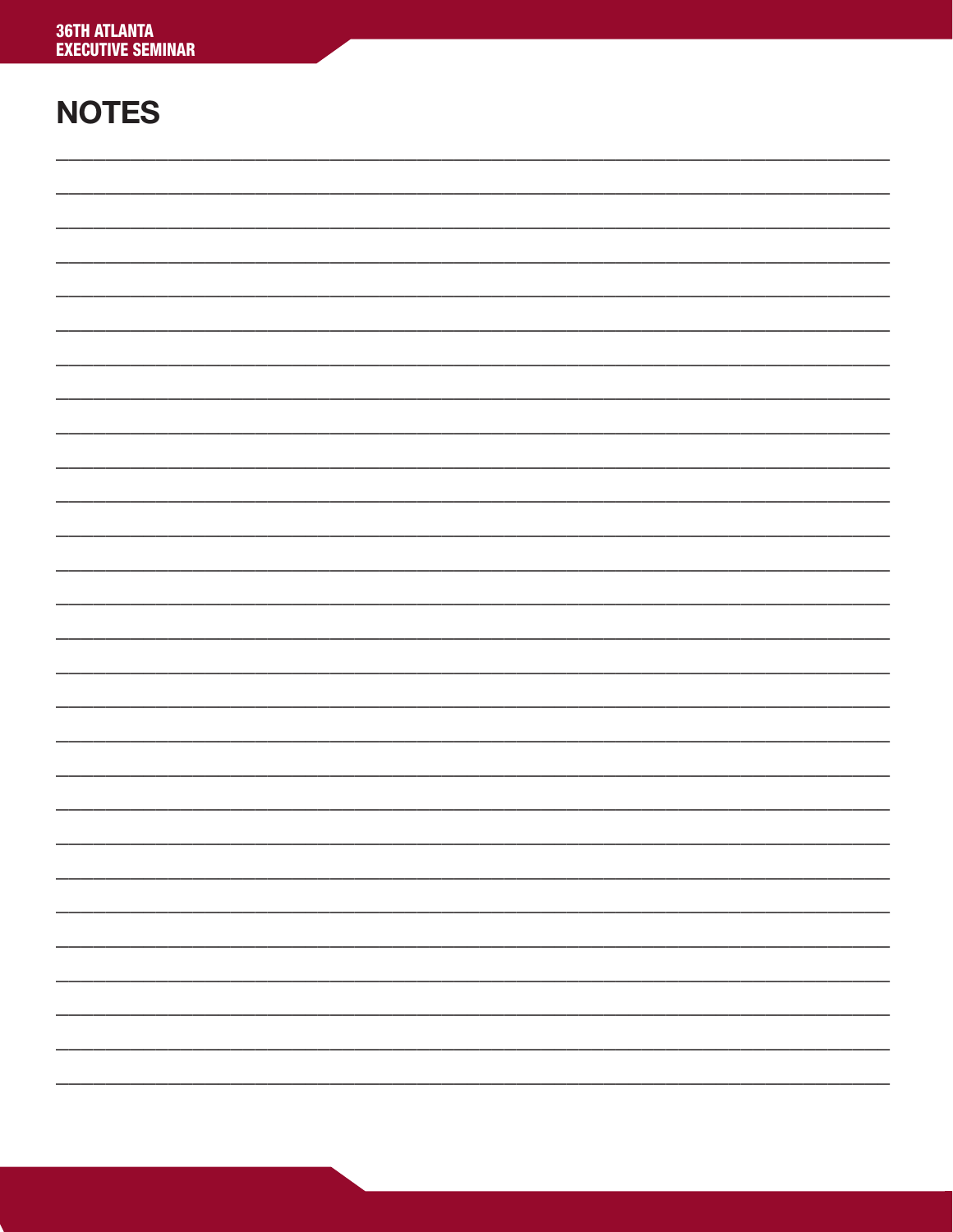# NOTES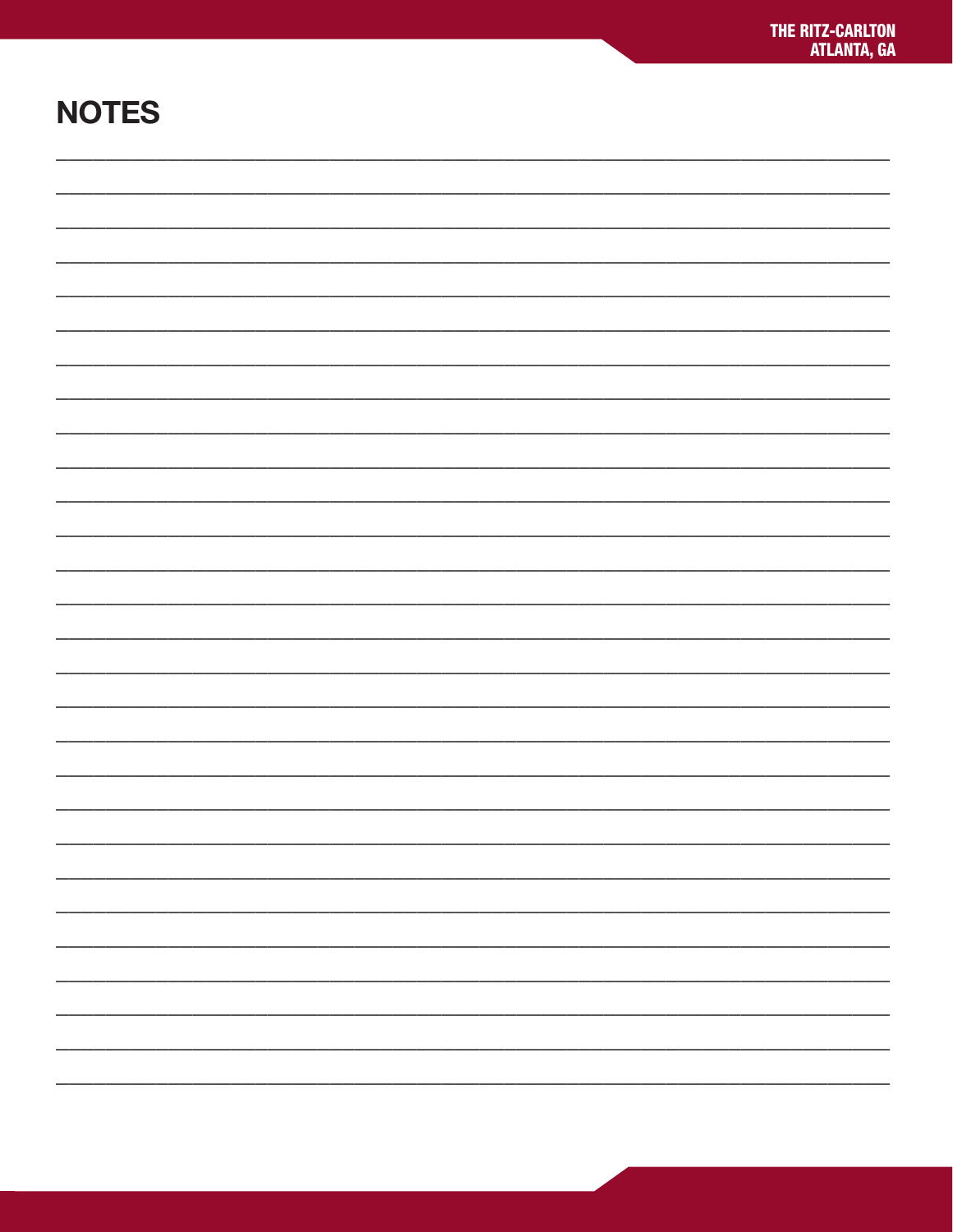# NOTES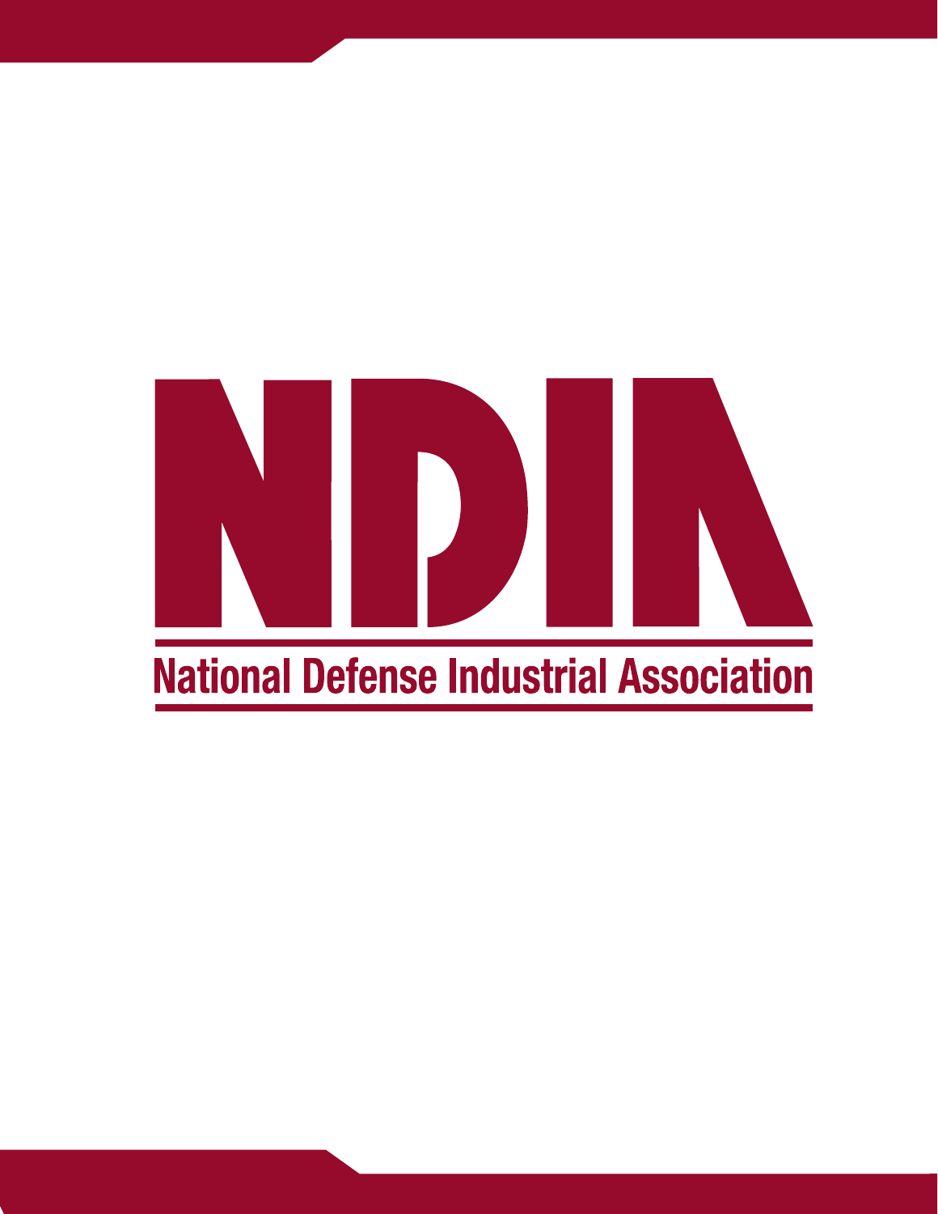NDIA

National Defense Industrial Association